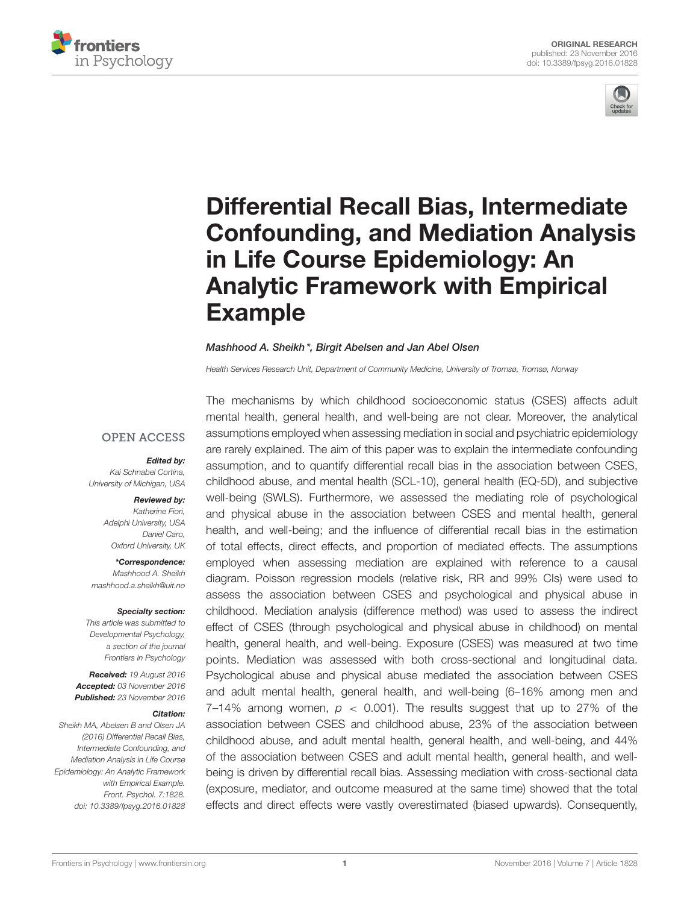ORIGINAL RESEARCH
published: 23 November 2016
doi: 10.3389/fpsyg.2016.01828

# Differential Recall Bias, Intermediate Confounding, and Mediation Analysis in Life Course Epidemiology: An Analytic Framework with Empirical Example

**Mashhood A. Sheikh\*, Birgit Abelsen and Jan Abel Olsen**

*Health Services Research Unit, Department of Community Medicine, University of Tromsø, Tromsø, Norway*

OPEN ACCESS

***Edited by:***
*Kai Schnabel Cortina,*
*University of Michigan, USA*

***Reviewed by:***
*Katherine Fiori,*
*Adelphi University, USA*
*Daniel Caro,*
*Oxford University, UK*

***\*Correspondence:***
*Mashhood A. Sheikh*
*mashhood.a.sheikh@uit.no*

***Specialty section:***
*This article was submitted to Developmental Psychology, a section of the journal Frontiers in Psychology*

***Received:*** *19 August 2016*
***Accepted:*** *03 November 2016*
***Published:*** *23 November 2016*

***Citation:***
*Sheikh MA, Abelsen B and Olsen JA (2016) Differential Recall Bias, Intermediate Confounding, and Mediation Analysis in Life Course Epidemiology: An Analytic Framework with Empirical Example. Front. Psychol. 7:1828. doi: 10.3389/fpsyg.2016.01828*

The mechanisms by which childhood socioeconomic status (CSES) affects adult mental health, general health, and well-being are not clear. Moreover, the analytical assumptions employed when assessing mediation in social and psychiatric epidemiology are rarely explained. The aim of this paper was to explain the intermediate confounding assumption, and to quantify differential recall bias in the association between CSES, childhood abuse, and mental health (SCL-10), general health (EQ-5D), and subjective well-being (SWLS). Furthermore, we assessed the mediating role of psychological and physical abuse in the association between CSES and mental health, general health, and well-being; and the influence of differential recall bias in the estimation of total effects, direct effects, and proportion of mediated effects. The assumptions employed when assessing mediation are explained with reference to a causal diagram. Poisson regression models (relative risk, RR and 99% CIs) were used to assess the association between CSES and psychological and physical abuse in childhood. Mediation analysis (difference method) was used to assess the indirect effect of CSES (through psychological and physical abuse in childhood) on mental health, general health, and well-being. Exposure (CSES) was measured at two time points. Mediation was assessed with both cross-sectional and longitudinal data. Psychological abuse and physical abuse mediated the association between CSES and adult mental health, general health, and well-being (6–16% among men and 7–14% among women, $p < 0.001$). The results suggest that up to 27% of the association between CSES and childhood abuse, 23% of the association between childhood abuse, and adult mental health, general health, and well-being, and 44% of the association between CSES and adult mental health, general health, and well-being is driven by differential recall bias. Assessing mediation with cross-sectional data (exposure, mediator, and outcome measured at the same time) showed that the total effects and direct effects were vastly overestimated (biased upwards). Consequently,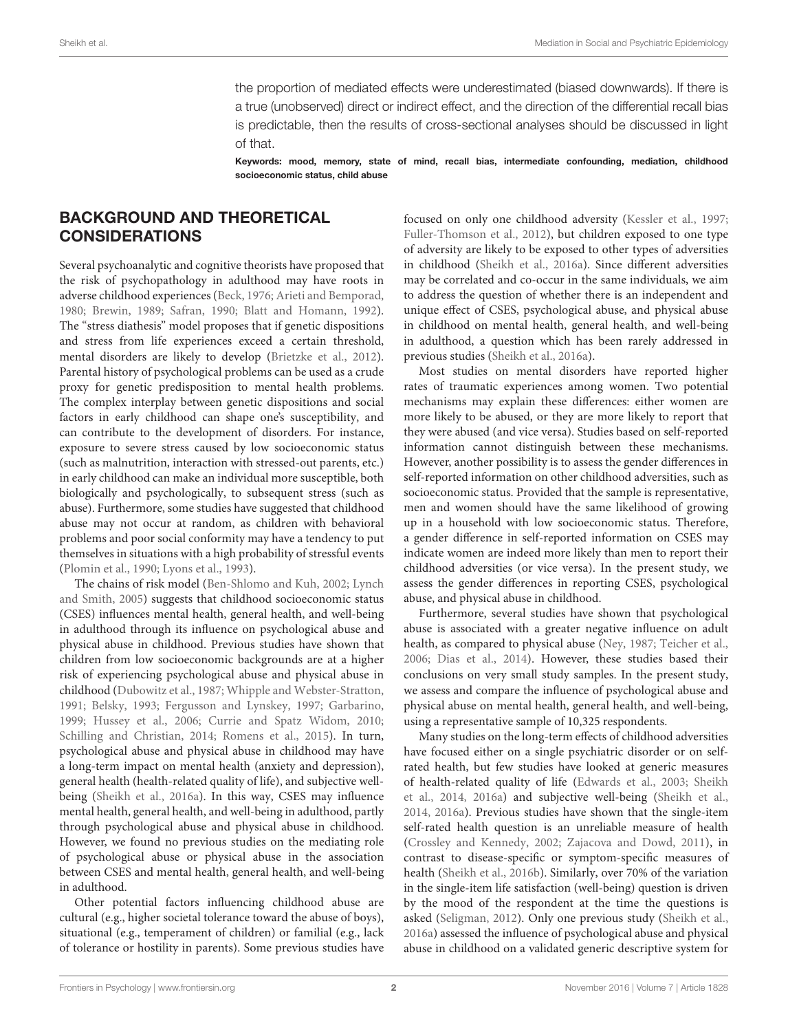the proportion of mediated effects were underestimated (biased downwards). If there is a true (unobserved) direct or indirect effect, and the direction of the differential recall bias is predictable, then the results of cross-sectional analyses should be discussed in light of that.

**Keywords: mood, memory, state of mind, recall bias, intermediate confounding, mediation, childhood socioeconomic status, child abuse**

## BACKGROUND AND THEORETICAL CONSIDERATIONS

Several psychoanalytic and cognitive theorists have proposed that the risk of psychopathology in adulthood may have roots in adverse childhood experiences (Beck, 1976; Arieti and Bemporad, 1980; Brewin, 1989; Safran, 1990; Blatt and Homann, 1992). The "stress diathesis" model proposes that if genetic dispositions and stress from life experiences exceed a certain threshold, mental disorders are likely to develop (Brietzke et al., 2012). Parental history of psychological problems can be used as a crude proxy for genetic predisposition to mental health problems. The complex interplay between genetic dispositions and social factors in early childhood can shape one's susceptibility, and can contribute to the development of disorders. For instance, exposure to severe stress caused by low socioeconomic status (such as malnutrition, interaction with stressed-out parents, etc.) in early childhood can make an individual more susceptible, both biologically and psychologically, to subsequent stress (such as abuse). Furthermore, some studies have suggested that childhood abuse may not occur at random, as children with behavioral problems and poor social conformity may have a tendency to put themselves in situations with a high probability of stressful events (Plomin et al., 1990; Lyons et al., 1993).

The chains of risk model (Ben-Shlomo and Kuh, 2002; Lynch and Smith, 2005) suggests that childhood socioeconomic status (CSES) influences mental health, general health, and well-being in adulthood through its influence on psychological abuse and physical abuse in childhood. Previous studies have shown that children from low socioeconomic backgrounds are at a higher risk of experiencing psychological abuse and physical abuse in childhood (Dubowitz et al., 1987; Whipple and Webster-Stratton, 1991; Belsky, 1993; Fergusson and Lynskey, 1997; Garbarino, 1999; Hussey et al., 2006; Currie and Spatz Widom, 2010; Schilling and Christian, 2014; Romens et al., 2015). In turn, psychological abuse and physical abuse in childhood may have a long-term impact on mental health (anxiety and depression), general health (health-related quality of life), and subjective well-being (Sheikh et al., 2016a). In this way, CSES may influence mental health, general health, and well-being in adulthood, partly through psychological abuse and physical abuse in childhood. However, we found no previous studies on the mediating role of psychological abuse or physical abuse in the association between CSES and mental health, general health, and well-being in adulthood.

Other potential factors influencing childhood abuse are cultural (e.g., higher societal tolerance toward the abuse of boys), situational (e.g., temperament of children) or familial (e.g., lack of tolerance or hostility in parents). Some previous studies have focused on only one childhood adversity (Kessler et al., 1997; Fuller-Thomson et al., 2012), but children exposed to one type of adversity are likely to be exposed to other types of adversities in childhood (Sheikh et al., 2016a). Since different adversities may be correlated and co-occur in the same individuals, we aim to address the question of whether there is an independent and unique effect of CSES, psychological abuse, and physical abuse in childhood on mental health, general health, and well-being in adulthood, a question which has been rarely addressed in previous studies (Sheikh et al., 2016a).

Most studies on mental disorders have reported higher rates of traumatic experiences among women. Two potential mechanisms may explain these differences: either women are more likely to be abused, or they are more likely to report that they were abused (and vice versa). Studies based on self-reported information cannot distinguish between these mechanisms. However, another possibility is to assess the gender differences in self-reported information on other childhood adversities, such as socioeconomic status. Provided that the sample is representative, men and women should have the same likelihood of growing up in a household with low socioeconomic status. Therefore, a gender difference in self-reported information on CSES may indicate women are indeed more likely than men to report their childhood adversities (or vice versa). In the present study, we assess the gender differences in reporting CSES, psychological abuse, and physical abuse in childhood.

Furthermore, several studies have shown that psychological abuse is associated with a greater negative influence on adult health, as compared to physical abuse (Ney, 1987; Teicher et al., 2006; Dias et al., 2014). However, these studies based their conclusions on very small study samples. In the present study, we assess and compare the influence of psychological abuse and physical abuse on mental health, general health, and well-being, using a representative sample of 10,325 respondents.

Many studies on the long-term effects of childhood adversities have focused either on a single psychiatric disorder or on self-rated health, but few studies have looked at generic measures of health-related quality of life (Edwards et al., 2003; Sheikh et al., 2014, 2016a) and subjective well-being (Sheikh et al., 2014, 2016a). Previous studies have shown that the single-item self-rated health question is an unreliable measure of health (Crossley and Kennedy, 2002; Zajacova and Dowd, 2011), in contrast to disease-specific or symptom-specific measures of health (Sheikh et al., 2016b). Similarly, over 70% of the variation in the single-item life satisfaction (well-being) question is driven by the mood of the respondent at the time the questions is asked (Seligman, 2012). Only one previous study (Sheikh et al., 2016a) assessed the influence of psychological abuse and physical abuse in childhood on a validated generic descriptive system for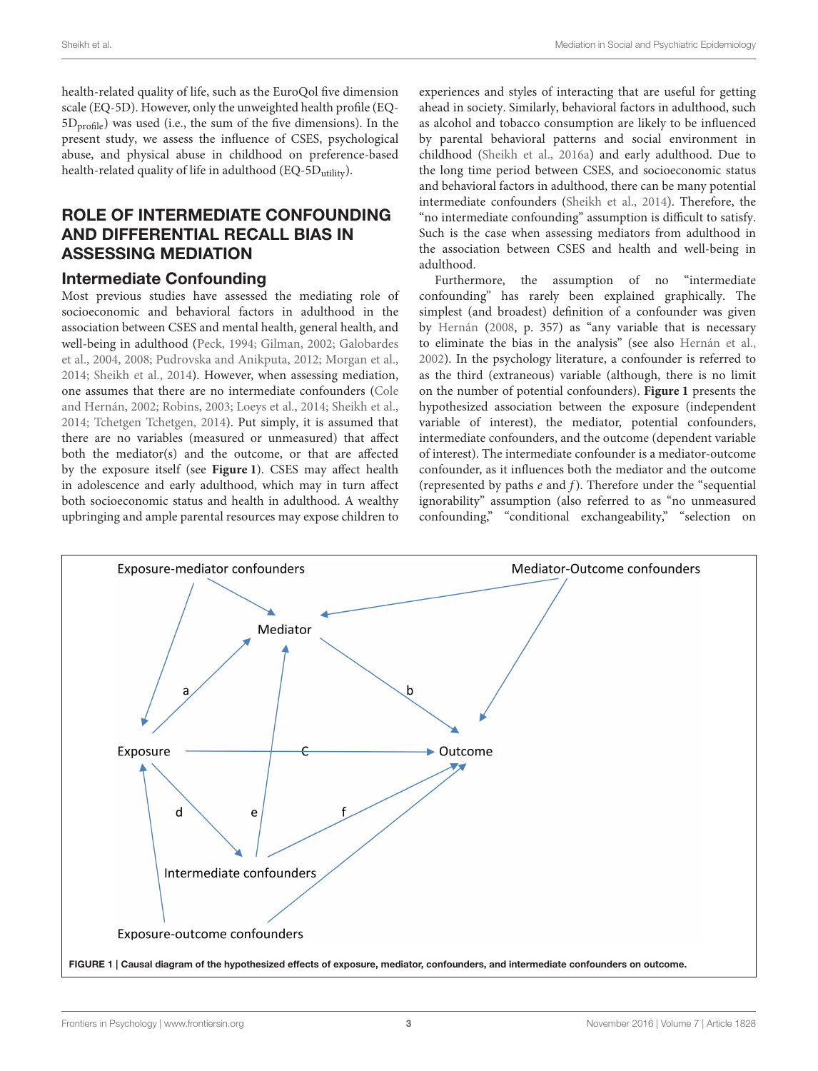health-related quality of life, such as the EuroQol five dimension scale (EQ-5D). However, only the unweighted health profile (EQ-$5D_{profile}$) was used (i.e., the sum of the five dimensions). In the present study, we assess the influence of CSES, psychological abuse, and physical abuse in childhood on preference-based health-related quality of life in adulthood (EQ-$5D_{utility}$).

## ROLE OF INTERMEDIATE CONFOUNDING AND DIFFERENTIAL RECALL BIAS IN ASSESSING MEDIATION

### Intermediate Confounding

Most previous studies have assessed the mediating role of socioeconomic and behavioral factors in adulthood in the association between CSES and mental health, general health, and well-being in adulthood (Peck, 1994; Gilman, 2002; Galobardes et al., 2004, 2008; Pudrovska and Anikputa, 2012; Morgan et al., 2014; Sheikh et al., 2014). However, when assessing mediation, one assumes that there are no intermediate confounders (Cole and Hernán, 2002; Robins, 2003; Loeys et al., 2014; Sheikh et al., 2014; Tchetgen Tchetgen, 2014). Put simply, it is assumed that there are no variables (measured or unmeasured) that affect both the mediator(s) and the outcome, or that are affected by the exposure itself (see **Figure 1**). CSES may affect health in adolescence and early adulthood, which may in turn affect both socioeconomic status and health in adulthood. A wealthy upbringing and ample parental resources may expose children to experiences and styles of interacting that are useful for getting ahead in society. Similarly, behavioral factors in adulthood, such as alcohol and tobacco consumption are likely to be influenced by parental behavioral patterns and social environment in childhood (Sheikh et al., 2016a) and early adulthood. Due to the long time period between CSES, and socioeconomic status and behavioral factors in adulthood, there can be many potential intermediate confounders (Sheikh et al., 2014). Therefore, the "no intermediate confounding" assumption is difficult to satisfy. Such is the case when assessing mediators from adulthood in the association between CSES and health and well-being in adulthood.

Furthermore, the assumption of no "intermediate confounding" has rarely been explained graphically. The simplest (and broadest) definition of a confounder was given by Hernán (2008, p. 357) as "any variable that is necessary to eliminate the bias in the analysis" (see also Hernán et al., 2002). In the psychology literature, a confounder is referred to as the third (extraneous) variable (although, there is no limit on the number of potential confounders). **Figure 1** presents the hypothesized association between the exposure (independent variable of interest), the mediator, potential confounders, intermediate confounders, and the outcome (dependent variable of interest). The intermediate confounder is a mediator-outcome confounder, as it influences both the mediator and the outcome (represented by paths *e* and *f*). Therefore under the "sequential ignorability" assumption (also referred to as "no unmeasured confounding," "conditional exchangeability," "selection on

**FIGURE 1 | Causal diagram of the hypothesized effects of exposure, mediator, confounders, and intermediate confounders on outcome.**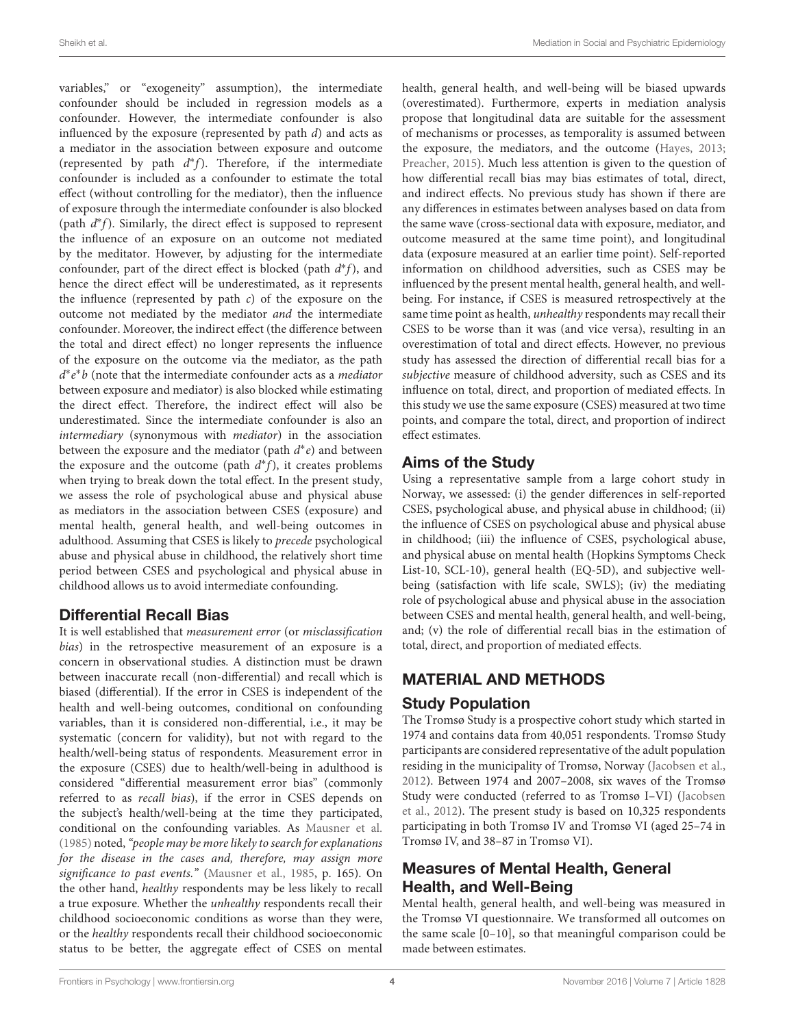variables," or "exogeneity" assumption), the intermediate confounder should be included in regression models as a confounder. However, the intermediate confounder is also influenced by the exposure (represented by path *d*) and acts as a mediator in the association between exposure and outcome (represented by path $d^*f$). Therefore, if the intermediate confounder is included as a confounder to estimate the total effect (without controlling for the mediator), then the influence of exposure through the intermediate confounder is also blocked (path $d^*f$). Similarly, the direct effect is supposed to represent the influence of an exposure on an outcome not mediated by the meditator. However, by adjusting for the intermediate confounder, part of the direct effect is blocked (path $d^*f$), and hence the direct effect will be underestimated, as it represents the influence (represented by path *c*) of the exposure on the outcome not mediated by the mediator *and* the intermediate confounder. Moreover, the indirect effect (the difference between the total and direct effect) no longer represents the influence of the exposure on the outcome via the mediator, as the path $d^*e^*b$ (note that the intermediate confounder acts as a *mediator* between exposure and mediator) is also blocked while estimating the direct effect. Therefore, the indirect effect will also be underestimated. Since the intermediate confounder is also an *intermediary* (synonymous with *mediator*) in the association between the exposure and the mediator (path $d^*e$) and between the exposure and the outcome (path $d^*f$), it creates problems when trying to break down the total effect. In the present study, we assess the role of psychological abuse and physical abuse as mediators in the association between CSES (exposure) and mental health, general health, and well-being outcomes in adulthood. Assuming that CSES is likely to *precede* psychological abuse and physical abuse in childhood, the relatively short time period between CSES and psychological and physical abuse in childhood allows us to avoid intermediate confounding.

## Differential Recall Bias

It is well established that *measurement error* (or *misclassification bias*) in the retrospective measurement of an exposure is a concern in observational studies. A distinction must be drawn between inaccurate recall (non-differential) and recall which is biased (differential). If the error in CSES is independent of the health and well-being outcomes, conditional on confounding variables, than it is considered non-differential, i.e., it may be systematic (concern for validity), but not with regard to the health/well-being status of respondents. Measurement error in the exposure (CSES) due to health/well-being in adulthood is considered "differential measurement error bias" (commonly referred to as *recall bias*), if the error in CSES depends on the subject's health/well-being at the time they participated, conditional on the confounding variables. As Mausner et al. (1985) noted, *"people may be more likely to search for explanations for the disease in the cases and, therefore, may assign more significance to past events."* (Mausner et al., 1985, p. 165). On the other hand, *healthy* respondents may be less likely to recall a true exposure. Whether the *unhealthy* respondents recall their childhood socioeconomic conditions as worse than they were, or the *healthy* respondents recall their childhood socioeconomic status to be better, the aggregate effect of CSES on mental health, general health, and well-being will be biased upwards (overestimated). Furthermore, experts in mediation analysis propose that longitudinal data are suitable for the assessment of mechanisms or processes, as temporality is assumed between the exposure, the mediators, and the outcome (Hayes, 2013; Preacher, 2015). Much less attention is given to the question of how differential recall bias may bias estimates of total, direct, and indirect effects. No previous study has shown if there are any differences in estimates between analyses based on data from the same wave (cross-sectional data with exposure, mediator, and outcome measured at the same time point), and longitudinal data (exposure measured at an earlier time point). Self-reported information on childhood adversities, such as CSES may be influenced by the present mental health, general health, and well-being. For instance, if CSES is measured retrospectively at the same time point as health, *unhealthy* respondents may recall their CSES to be worse than it was (and vice versa), resulting in an overestimation of total and direct effects. However, no previous study has assessed the direction of differential recall bias for a *subjective* measure of childhood adversity, such as CSES and its influence on total, direct, and proportion of mediated effects. In this study we use the same exposure (CSES) measured at two time points, and compare the total, direct, and proportion of indirect effect estimates.

## Aims of the Study

Using a representative sample from a large cohort study in Norway, we assessed: (i) the gender differences in self-reported CSES, psychological abuse, and physical abuse in childhood; (ii) the influence of CSES on psychological abuse and physical abuse in childhood; (iii) the influence of CSES, psychological abuse, and physical abuse on mental health (Hopkins Symptoms Check List-10, SCL-10), general health (EQ-5D), and subjective well-being (satisfaction with life scale, SWLS); (iv) the mediating role of psychological abuse and physical abuse in the association between CSES and mental health, general health, and well-being, and; (v) the role of differential recall bias in the estimation of total, direct, and proportion of mediated effects.

# MATERIAL AND METHODS

## Study Population

The Tromsø Study is a prospective cohort study which started in 1974 and contains data from 40,051 respondents. Tromsø Study participants are considered representative of the adult population residing in the municipality of Tromsø, Norway (Jacobsen et al., 2012). Between 1974 and 2007–2008, six waves of the Tromsø Study were conducted (referred to as Tromsø I–VI) (Jacobsen et al., 2012). The present study is based on 10,325 respondents participating in both Tromsø IV and Tromsø VI (aged 25–74 in Tromsø IV, and 38–87 in Tromsø VI).

## Measures of Mental Health, General Health, and Well-Being

Mental health, general health, and well-being was measured in the Tromsø VI questionnaire. We transformed all outcomes on the same scale [0–10], so that meaningful comparison could be made between estimates.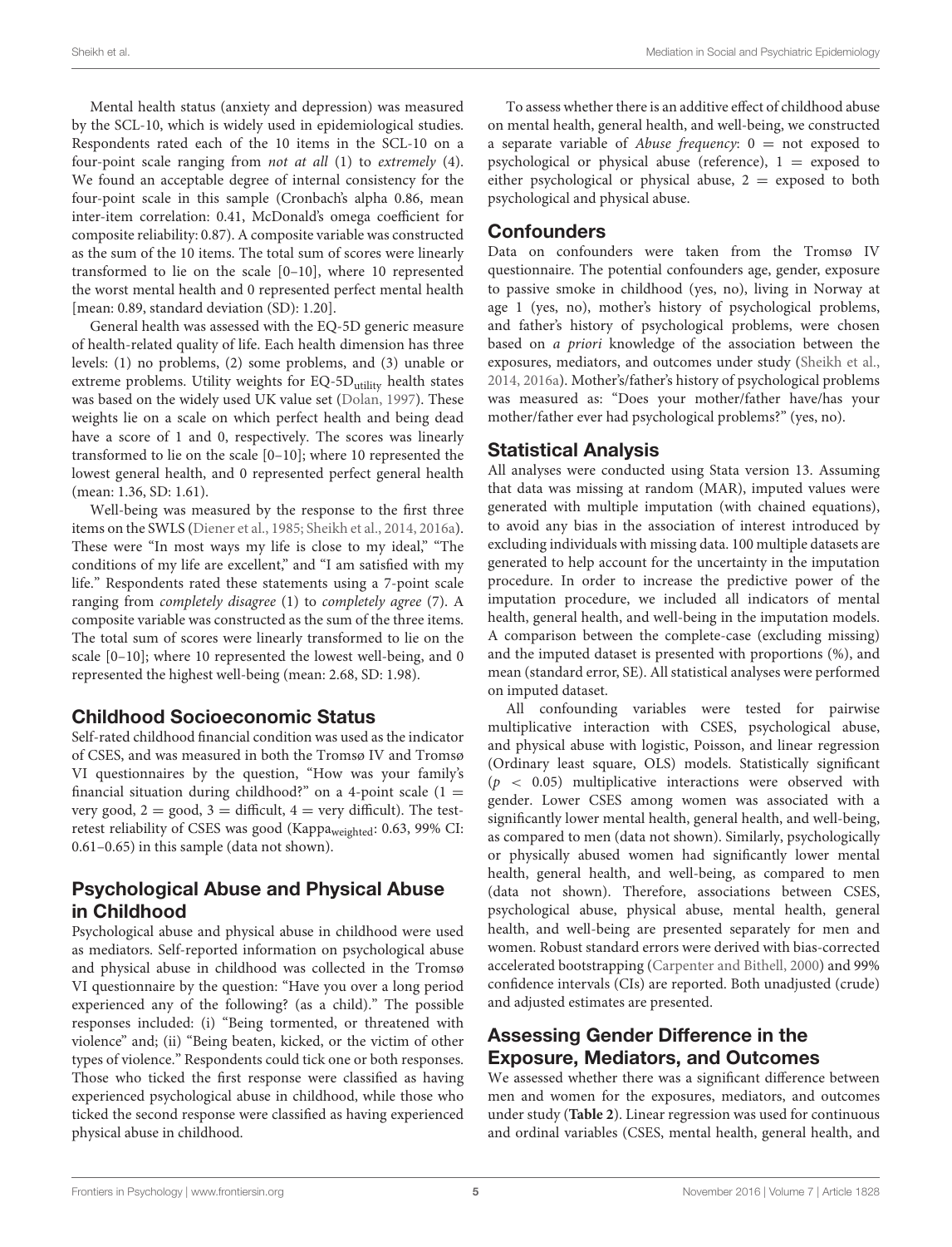Mental health status (anxiety and depression) was measured by the SCL-10, which is widely used in epidemiological studies. Respondents rated each of the 10 items in the SCL-10 on a four-point scale ranging from *not at all* (1) to *extremely* (4). We found an acceptable degree of internal consistency for the four-point scale in this sample (Cronbach's alpha 0.86, mean inter-item correlation: 0.41, McDonald's omega coefficient for composite reliability: 0.87). A composite variable was constructed as the sum of the 10 items. The total sum of scores were linearly transformed to lie on the scale [0–10], where 10 represented the worst mental health and 0 represented perfect mental health [mean: 0.89, standard deviation (SD): 1.20].

General health was assessed with the EQ-5D generic measure of health-related quality of life. Each health dimension has three levels: (1) no problems, (2) some problems, and (3) unable or extreme problems. Utility weights for EQ-5D$_{utility}$ health states was based on the widely used UK value set (Dolan, 1997). These weights lie on a scale on which perfect health and being dead have a score of 1 and 0, respectively. The scores was linearly transformed to lie on the scale [0–10]; where 10 represented the lowest general health, and 0 represented perfect general health (mean: 1.36, SD: 1.61).

Well-being was measured by the response to the first three items on the SWLS (Diener et al., 1985; Sheikh et al., 2014, 2016a). These were "In most ways my life is close to my ideal," "The conditions of my life are excellent," and "I am satisfied with my life." Respondents rated these statements using a 7-point scale ranging from *completely disagree* (1) to *completely agree* (7). A composite variable was constructed as the sum of the three items. The total sum of scores were linearly transformed to lie on the scale [0–10]; where 10 represented the lowest well-being, and 0 represented the highest well-being (mean: 2.68, SD: 1.98).

## Childhood Socioeconomic Status

Self-rated childhood financial condition was used as the indicator of CSES, and was measured in both the Tromsø IV and Tromsø VI questionnaires by the question, "How was your family's financial situation during childhood?" on a 4-point scale (1 = very good, 2 = good, 3 = difficult, 4 = very difficult). The test-retest reliability of CSES was good (Kappa$_{weighted}$: 0.63, 99% CI: 0.61–0.65) in this sample (data not shown).

## Psychological Abuse and Physical Abuse in Childhood

Psychological abuse and physical abuse in childhood were used as mediators. Self-reported information on psychological abuse and physical abuse in childhood was collected in the Tromsø VI questionnaire by the question: "Have you ever over a long period experienced any of the following? (as a child)." The possible responses included: (i) "Being tormented, or threatened with violence" and; (ii) "Being beaten, kicked, or the victim of other types of violence." Respondents could tick one or both responses. Those who ticked the first response were classified as having experienced psychological abuse in childhood, while those who ticked the second response were classified as having experienced physical abuse in childhood.

To assess whether there is an additive effect of childhood abuse on mental health, general health, and well-being, we constructed a separate variable of *Abuse frequency*: 0 = not exposed to psychological or physical abuse (reference), 1 = exposed to either psychological or physical abuse, 2 = exposed to both psychological and physical abuse.

## Confounders

Data on confounders were taken from the Tromsø IV questionnaire. The potential confounders age, gender, exposure to passive smoke in childhood (yes, no), living in Norway at age 1 (yes, no), mother's history of psychological problems, and father's history of psychological problems, were chosen based on *a priori* knowledge of the association between the exposures, mediators, and outcomes under study (Sheikh et al., 2014, 2016a). Mother's/father's history of psychological problems was measured as: "Does your mother/father have/has your mother/father ever had psychological problems?" (yes, no).

## Statistical Analysis

All analyses were conducted using Stata version 13. Assuming that data was missing at random (MAR), imputed values were generated with multiple imputation (with chained equations), to avoid any bias in the association of interest introduced by excluding individuals with missing data. 100 multiple datasets are generated to help account for the uncertainty in the imputation procedure. In order to increase the predictive power of the imputation procedure, we included all indicators of mental health, general health, and well-being in the imputation models. A comparison between the complete-case (excluding missing) and the imputed dataset is presented with proportions (%), and mean (standard error, SE). All statistical analyses were performed on imputed dataset.

All confounding variables were tested for pairwise multiplicative interaction with CSES, psychological abuse, and physical abuse with logistic, Poisson, and linear regression (Ordinary least square, OLS) models. Statistically significant ($p < 0.05$) multiplicative interactions were observed with gender. Lower CSES among women was associated with a significantly lower mental health, general health, and well-being, as compared to men (data not shown). Similarly, psychologically or physically abused women had significantly lower mental health, general health, and well-being, as compared to men (data not shown). Therefore, associations between CSES, psychological abuse, physical abuse, mental health, general health, and well-being are presented separately for men and women. Robust standard errors were derived with bias-corrected accelerated bootstrapping (Carpenter and Bithell, 2000) and 99% confidence intervals (CIs) are reported. Both unadjusted (crude) and adjusted estimates are presented.

## Assessing Gender Difference in the Exposure, Mediators, and Outcomes

We assessed whether there was a significant difference between men and women for the exposures, mediators, and outcomes under study (**Table 2**). Linear regression was used for continuous and ordinal variables (CSES, mental health, general health, and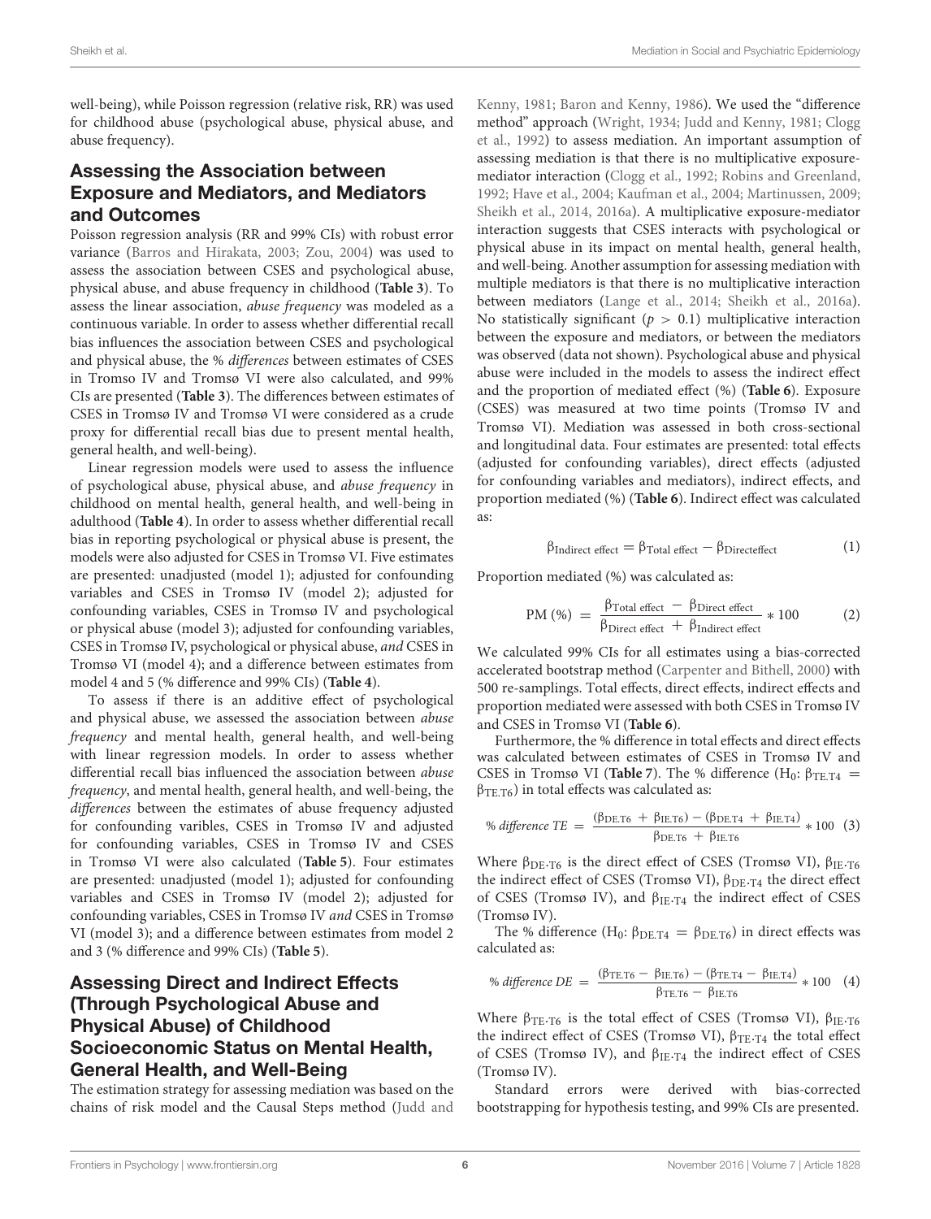well-being), while Poisson regression (relative risk, RR) was used for childhood abuse (psychological abuse, physical abuse, and abuse frequency).

## Assessing the Association between Exposure and Mediators, and Mediators and Outcomes

Poisson regression analysis (RR and 99% CIs) with robust error variance (Barros and Hirakata, 2003; Zou, 2004) was used to assess the association between CSES and psychological abuse, physical abuse, and abuse frequency in childhood (**Table 3**). To assess the linear association, *abuse frequency* was modeled as a continuous variable. In order to assess whether differential recall bias influences the association between CSES and psychological and physical abuse, the % *differences* between estimates of CSES in Tromsø IV and Tromsø VI were also calculated, and 99% CIs are presented (**Table 3**). The differences between estimates of CSES in Tromsø IV and Tromsø VI were considered as a crude proxy for differential recall bias due to present mental health, general health, and well-being).

Linear regression models were used to assess the influence of psychological abuse, physical abuse, and *abuse frequency* in childhood on mental health, general health, and well-being in adulthood (**Table 4**). In order to assess whether differential recall bias in reporting psychological or physical abuse is present, the models were also adjusted for CSES in Tromsø VI. Five estimates are presented: unadjusted (model 1); adjusted for confounding variables and CSES in Tromsø IV (model 2); adjusted for confounding variables, CSES in Tromsø IV and psychological or physical abuse (model 3); adjusted for confounding variables, CSES in Tromsø IV, psychological or physical abuse, *and* CSES in Tromsø VI (model 4); and a difference between estimates from model 4 and 5 (% difference and 99% CIs) (**Table 4**).

To assess if there is an additive effect of psychological and physical abuse, we assessed the association between *abuse frequency* and mental health, general health, and well-being with linear regression models. In order to assess whether differential recall bias influenced the association between *abuse frequency*, and mental health, general health, and well-being, the *differences* between the estimates of abuse frequency adjusted for confounding varibles, CSES in Tromsø IV and adjusted for confounding variables, CSES in Tromsø IV and CSES in Tromsø VI were also calculated (**Table 5**). Four estimates are presented: unadjusted (model 1); adjusted for confounding variables and CSES in Tromsø IV (model 2); adjusted for confounding variables, CSES in Tromsø IV *and* CSES in Tromsø VI (model 3); and a difference between estimates from model 2 and 3 (% difference and 99% CIs) (**Table 5**).

## Assessing Direct and Indirect Effects (Through Psychological Abuse and Physical Abuse) of Childhood Socioeconomic Status on Mental Health, General Health, and Well-Being

The estimation strategy for assessing mediation was based on the chains of risk model and the Causal Steps method (Judd and Kenny, 1981; Baron and Kenny, 1986). We used the "difference method" approach (Wright, 1934; Judd and Kenny, 1981; Clogg et al., 1992) to assess mediation. An important assumption of assessing mediation is that there is no multiplicative exposure-mediator interaction (Clogg et al., 1992; Robins and Greenland, 1992; Have et al., 2004; Kaufman et al., 2004; Martinussen, 2009; Sheikh et al., 2014, 2016a). A multiplicative exposure-mediator interaction suggests that CSES interacts with psychological or physical abuse in its impact on mental health, general health, and well-being. Another assumption for assessing mediation with multiple mediators is that there is no multiplicative interaction between mediators (Lange et al., 2014; Sheikh et al., 2016a). No statistically significant ($p > 0.1$) multiplicative interaction between the exposure and mediators, or between the mediators was observed (data not shown). Psychological abuse and physical abuse were included in the models to assess the indirect effect and the proportion of mediated effect (%) (**Table 6**). Exposure (CSES) was measured at two time points (Tromsø IV and Tromsø VI). Mediation was assessed in both cross-sectional and longitudinal data. Four estimates are presented: total effects (adjusted for confounding variables), direct effects (adjusted for confounding variables and mediators), indirect effects, and proportion mediated (%) (**Table 6**). Indirect effect was calculated as:

$$\beta_{\text{Indirect effect}} = \beta_{\text{Total effect}} - \beta_{\text{Directeffect}} \quad (1)$$

Proportion mediated (%) was calculated as:

$$\text{PM (\%)} = \frac{\beta_{\text{Total effect}} - \beta_{\text{Direct effect}}}{\beta_{\text{Direct effect}} + \beta_{\text{Indirect effect}}} * 100 \quad (2)$$

We calculated 99% CIs for all estimates using a bias-corrected accelerated bootstrap method (Carpenter and Bithell, 2000) with 500 re-samplings. Total effects, direct effects, indirect effects and proportion mediated were assessed with both CSES in Tromsø IV and CSES in Tromsø VI (**Table 6**).

Furthermore, the % difference in total effects and direct effects was calculated between estimates of CSES in Tromsø IV and CSES in Tromsø VI (**Table 7**). The % difference ($H_0$: $\beta_{TE.T4} = \beta_{TE.T6}$) in total effects was calculated as:

$$\textit{\% difference TE} = \frac{(\beta_{\text{DE.T6}} + \beta_{\text{IE.T6}}) - (\beta_{\text{DE.T4}} + \beta_{\text{IE.T4}})}{\beta_{\text{DE.T6}} + \beta_{\text{IE.T6}}} * 100 \quad (3)$$

Where $\beta_{DE\cdot T6}$ is the direct effect of CSES (Tromsø VI), $\beta_{IE\cdot T6}$ the indirect effect of CSES (Tromsø VI), $\beta_{DE\cdot T4}$ the direct effect of CSES (Tromsø IV), and $\beta_{IE\cdot T4}$ the indirect effect of CSES (Tromsø IV).

The % difference ($H_0$: $\beta_{DE.T4} = \beta_{DE.T6}$) in direct effects was calculated as:

$$\textit{\% difference DE} = \frac{(\beta_{\text{TE.T6}} - \beta_{\text{IE.T6}}) - (\beta_{\text{TE.T4}} - \beta_{\text{IE.T4}})}{\beta_{\text{TE.T6}} - \beta_{\text{IE.T6}}} * 100 \quad (4)$$

Where $\beta_{TE\cdot T6}$ is the total effect of CSES (Tromsø VI), $\beta_{IE\cdot T6}$ the indirect effect of CSES (Tromsø VI), $\beta_{TE\cdot T4}$ the total effect of CSES (Tromsø IV), and $\beta_{IE\cdot T4}$ the indirect effect of CSES (Tromsø IV).

Standard errors were derived with bias-corrected bootstrapping for hypothesis testing, and 99% CIs are presented.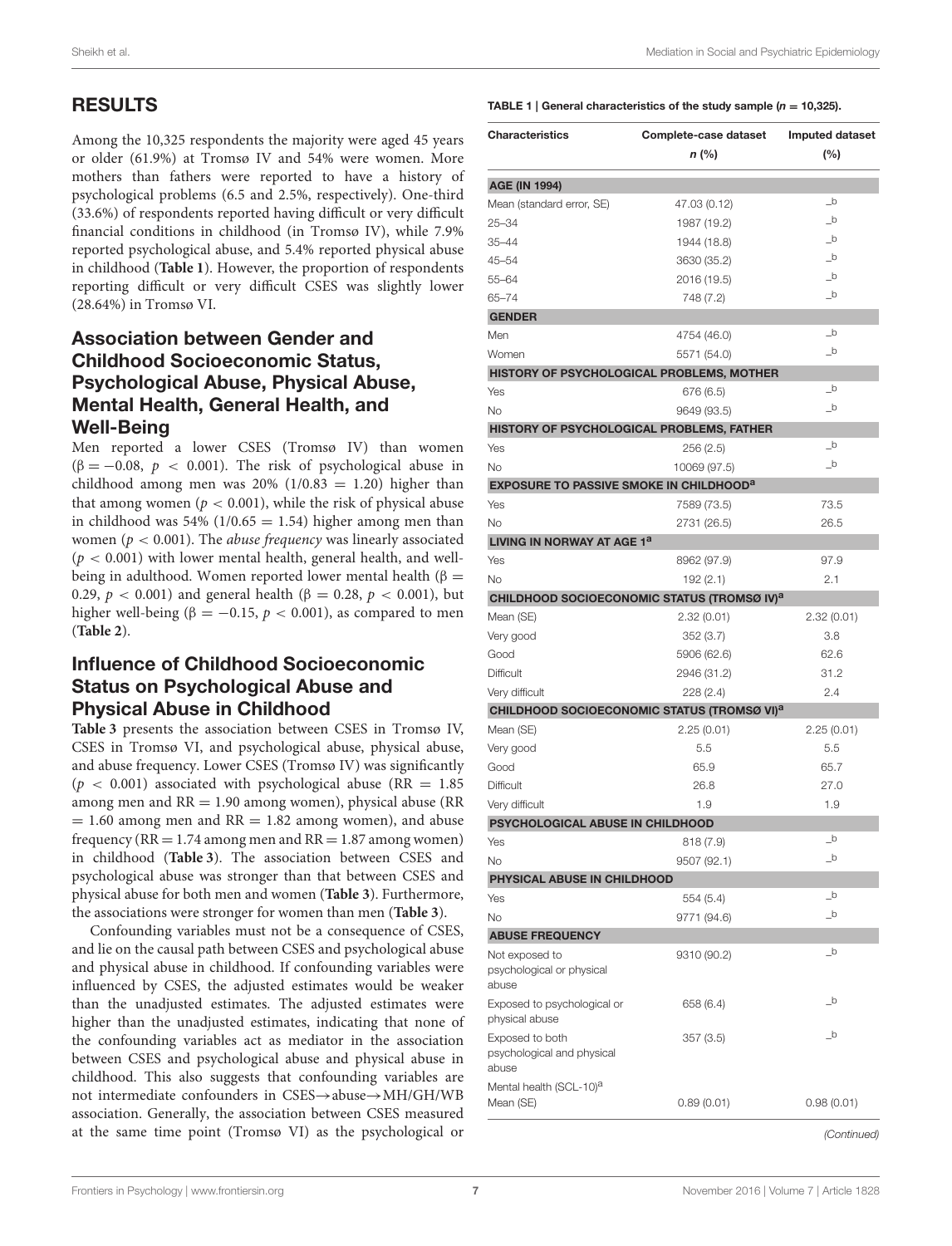## RESULTS

Among the 10,325 respondents the majority were aged 45 years or older (61.9%) at Tromsø IV and 54% were women. More mothers than fathers were reported to have a history of psychological problems (6.5 and 2.5%, respectively). One-third (33.6%) of respondents reported having difficult or very difficult financial conditions in childhood (in Tromsø IV), while 7.9% reported psychological abuse, and 5.4% reported physical abuse in childhood (**Table 1**). However, the proportion of respondents reporting difficult or very difficult CSES was slightly lower (28.64%) in Tromsø VI.

### Association between Gender and Childhood Socioeconomic Status, Psychological Abuse, Physical Abuse, Mental Health, General Health, and Well-Being

Men reported a lower CSES (Tromsø IV) than women ($\beta = -0.08$, $p < 0.001$). The risk of psychological abuse in childhood among men was 20% ($1/0.83 = 1.20$) higher than that among women ($p < 0.001$), while the risk of physical abuse in childhood was 54% ($1/0.65 = 1.54$) higher among men than women ($p < 0.001$). The *abuse frequency* was linearly associated ($p < 0.001$) with lower mental health, general health, and well-being in adulthood. Women reported lower mental health ($\beta = 0.29$, $p < 0.001$) and general health ($\beta = 0.28$, $p < 0.001$), but higher well-being ($\beta = -0.15$, $p < 0.001$), as compared to men (**Table 2**).

### Influence of Childhood Socioeconomic Status on Psychological Abuse and Physical Abuse in Childhood

**Table 3** presents the association between CSES in Tromsø IV, CSES in Tromsø VI, and psychological abuse, physical abuse, and abuse frequency. Lower CSES (Tromsø IV) was significantly ($p < 0.001$) associated with psychological abuse (RR = 1.85 among men and RR = 1.90 among women), physical abuse (RR = 1.60 among men and RR = 1.82 among women), and abuse frequency (RR = 1.74 among men and RR = 1.87 among women) in childhood (**Table 3**). The association between CSES and psychological abuse was stronger than that between CSES and physical abuse for both men and women (**Table 3**). Furthermore, the associations were stronger for women than men (**Table 3**).

Confounding variables must not be a consequence of CSES, and lie on the causal path between CSES and psychological abuse and physical abuse in childhood. If confounding variables were influenced by CSES, the adjusted estimates would be weaker than the unadjusted estimates. The adjusted estimates were higher than the unadjusted estimates, indicating that none of the confounding variables act as mediator in the association between CSES and psychological abuse and physical abuse in childhood. This also suggests that confounding variables are not intermediate confounders in CSES→abuse→MH/GH/WB association. Generally, the association between CSES measured at the same time point (Tromsø VI) as the psychological or

**TABLE 1 | General characteristics of the study sample (n = 10,325).**

| Characteristics | Complete-case dataset n (%) | Imputed dataset (%) |
|---|---|---|
| **AGE (IN 1994)** | | |
| Mean (standard error, SE) | 47.03 (0.12) | _[b] |
| 25–34 | 1987 (19.2) | _[b] |
| 35–44 | 1944 (18.8) | _[b] |
| 45–54 | 3630 (35.2) | _[b] |
| 55–64 | 2016 (19.5) | _[b] |
| 65–74 | 748 (7.2) | _[b] |
| **GENDER** | | |
| Men | 4754 (46.0) | _[b] |
| Women | 5571 (54.0) | _[b] |
| **HISTORY OF PSYCHOLOGICAL PROBLEMS, MOTHER** | | |
| Yes | 676 (6.5) | _[b] |
| No | 9649 (93.5) | _[b] |
| **HISTORY OF PSYCHOLOGICAL PROBLEMS, FATHER** | | |
| Yes | 256 (2.5) | _[b] |
| No | 10069 (97.5) | _[b] |
| **EXPOSURE TO PASSIVE SMOKE IN CHILDHOOD[a]** | | |
| Yes | 7589 (73.5) | 73.5 |
| No | 2731 (26.5) | 26.5 |
| **LIVING IN NORWAY AT AGE 1[a]** | | |
| Yes | 8962 (97.9) | 97.9 |
| No | 192 (2.1) | 2.1 |
| **CHILDHOOD SOCIOECONOMIC STATUS (TROMSØ IV)[a]** | | |
| Mean (SE) | 2.32 (0.01) | 2.32 (0.01) |
| Very good | 352 (3.7) | 3.8 |
| Good | 5906 (62.6) | 62.6 |
| Difficult | 2946 (31.2) | 31.2 |
| Very difficult | 228 (2.4) | 2.4 |
| **CHILDHOOD SOCIOECONOMIC STATUS (TROMSØ VI)[a]** | | |
| Mean (SE) | 2.25 (0.01) | 2.25 (0.01) |
| Very good | 5.5 | 5.5 |
| Good | 65.9 | 65.7 |
| Difficult | 26.8 | 27.0 |
| Very difficult | 1.9 | 1.9 |
| **PSYCHOLOGICAL ABUSE IN CHILDHOOD** | | |
| Yes | 818 (7.9) | _[b] |
| No | 9507 (92.1) | _[b] |
| **PHYSICAL ABUSE IN CHILDHOOD** | | |
| Yes | 554 (5.4) | _[b] |
| No | 9771 (94.6) | _[b] |
| **ABUSE FREQUENCY** | | |
| Not exposed to psychological or physical abuse | 9310 (90.2) | _[b] |
| Exposed to psychological or physical abuse | 658 (6.4) | _[b] |
| Exposed to both psychological and physical abuse | 357 (3.5) | _[b] |
| Mental health (SCL-10)[a] | | |
| Mean (SE) | 0.89 (0.01) | 0.98 (0.01) |

*(Continued)*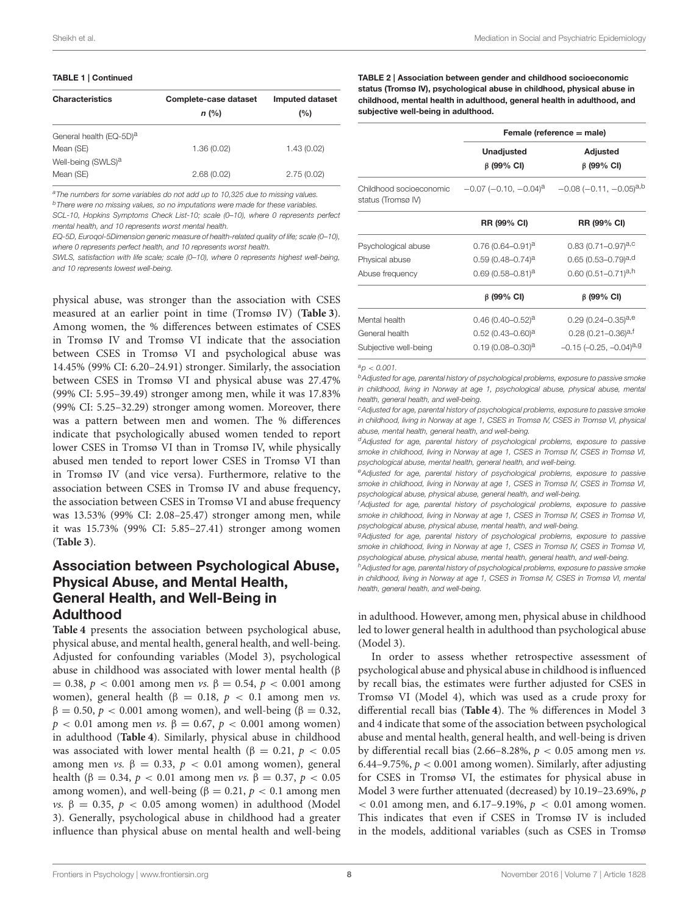**TABLE 1 | Continued**

| Characteristics | Complete-case dataset n (%) | Imputed dataset (%) |
|---|---|---|
| General health (EQ-5D)[a] | | |
| Mean (SE) | 1.36 (0.02) | 1.43 (0.02) |
| Well-being (SWLS)[a] | | |
| Mean (SE) | 2.68 (0.02) | 2.75 (0.02) |

[a]The numbers for some variables do not add up to 10,325 due to missing values.
[b]There were no missing values, so no imputations were made for these variables.
SCL-10, Hopkins Symptoms Check List-10; scale (0–10), where 0 represents perfect mental health, and 10 represents worst mental health.
EQ-5D, Euroqol-5Dimension generic measure of health-related quality of life; scale (0–10), where 0 represents perfect health, and 10 represents worst health.
SWLS, satisfaction with life scale; scale (0–10), where 0 represents highest well-being, and 10 represents lowest well-being.

physical abuse, was stronger than the association with CSES measured at an earlier point in time (Tromsø IV) (**Table 3**). Among women, the % differences between estimates of CSES in Tromsø IV and Tromsø VI indicate that the association between CSES in Tromsø VI and psychological abuse was 14.45% (99% CI: 6.20–24.91) stronger. Similarly, the association between CSES in Tromsø VI and physical abuse was 27.47% (99% CI: 5.95–39.49) stronger among men, while it was 17.83% (99% CI: 5.25–32.29) stronger among women. Moreover, there was a pattern between men and women. The % differences indicate that psychologically abused women tended to report lower CSES in Tromsø VI than in Tromsø IV, while physically abused men tended to report lower CSES in Tromsø VI than in Tromsø IV (and vice versa). Furthermore, relative to the association between CSES in Tromsø IV and abuse frequency, the association between CSES in Tromsø VI and abuse frequency was 13.53% (99% CI: 2.08–25.47) stronger among men, while it was 15.73% (99% CI: 5.85–27.41) stronger among women (**Table 3**).

## Association between Psychological Abuse, Physical Abuse, and Mental Health, General Health, and Well-Being in Adulthood

**Table 4** presents the association between psychological abuse, physical abuse, and mental health, general health, and well-being. Adjusted for confounding variables (Model 3), psychological abuse in childhood was associated with lower mental health (β = 0.38, $p < 0.001$ among men *vs.* β = 0.54, $p < 0.001$ among women), general health (β = 0.18, $p < 0.1$ among men *vs.* β = 0.50, $p < 0.001$ among women), and well-being (β = 0.32, $p < 0.01$ among men *vs.* β = 0.67, $p < 0.001$ among women) in adulthood (**Table 4**). Similarly, physical abuse in childhood was associated with lower mental health (β = 0.21, $p < 0.05$ among men *vs.* β = 0.33, $p < 0.01$ among women), general health (β = 0.34, $p < 0.01$ among men *vs.* β = 0.37, $p < 0.05$ among women), and well-being (β = 0.21, $p < 0.1$ among men *vs.* β = 0.35, $p < 0.05$ among women) in adulthood (Model 3). Generally, psychological abuse in childhood had a greater influence than physical abuse on mental health and well-being in adulthood. However, among men, physical abuse in childhood led to lower general health in adulthood than psychological abuse (Model 3).

In order to assess whether retrospective assessment of psychological abuse and physical abuse in childhood is influenced by recall bias, the estimates were further adjusted for CSES in Tromsø VI (Model 4), which was used as a crude proxy for differential recall bias (**Table 4**). The % differences in Model 3 and 4 indicate that some of the association between psychological abuse and mental health, general health, and well-being is driven by differential recall bias (2.66–8.28%, $p < 0.05$ among men *vs.* 6.44–9.75%, $p < 0.001$ among women). Similarly, after adjusting for CSES in Tromsø VI, the estimates for physical abuse in Model 3 were further attenuated (decreased) by 10.19–23.69%, $p < 0.01$ among men, and 6.17–9.19%, $p < 0.01$ among women. This indicates that even if CSES in Tromsø IV is included in the models, additional variables (such as CSES in Tromsø

**TABLE 2 | Association between gender and childhood socioeconomic status (Tromsø IV), psychological abuse in childhood, physical abuse in childhood, mental health in adulthood, general health in adulthood, and subjective well-being in adulthood.**

| | Female (reference = male) | |
|---|---|---|
| | **Unadjusted β (99% CI)** | **Adjusted β (99% CI)** |
| Childhood socioeconomic status (Tromsø IV) | −0.07 (−0.10, −0.04)[a] | −0.08 (−0.11, −0.05)[a,b] |
| | **RR (99% CI)** | **RR (99% CI)** |
| Psychological abuse | 0.76 (0.64–0.91)[a] | 0.83 (0.71–0.97)[a,c] |
| Physical abuse | 0.59 (0.48–0.74)[a] | 0.65 (0.53–0.79)[a,d] |
| Abuse frequency | 0.69 (0.58–0.81)[a] | 0.60 (0.51–0.71)[a,h] |
| | **β (99% CI)** | **β (99% CI)** |
| Mental health | 0.46 (0.40–0.52)[a] | 0.29 (0.24–0.35)[a,e] |
| General health | 0.52 (0.43–0.60)[a] | 0.28 (0.21–0.36)[a,f] |
| Subjective well-being | 0.19 (0.08–0.30)[a] | −0.15 (−0.25, −0.04)[a,g] |

[a]$p < 0.001$.
[b]Adjusted for age, parental history of psychological problems, exposure to passive smoke in childhood, living in Norway at age 1, psychological abuse, physical abuse, mental health, general health, and well-being.
[c]Adjusted for age, parental history of psychological problems, exposure to passive smoke in childhood, living in Norway at age 1, CSES in Tromsø IV, CSES in Tromsø VI, physical abuse, mental health, general health, and well-being.
[d]Adjusted for age, parental history of psychological problems, exposure to passive smoke in childhood, living in Norway at age 1, CSES in Tromsø IV, CSES in Tromsø VI, psychological abuse, mental health, general health, and well-being.
[e]Adjusted for age, parental history of psychological problems, exposure to passive smoke in childhood, living in Norway at age 1, CSES in Tromsø IV, CSES in Tromsø VI, psychological abuse, physical abuse, general health, and well-being.
[f]Adjusted for age, parental history of psychological problems, exposure to passive smoke in childhood, living in Norway at age 1, CSES in Tromsø IV, CSES in Tromsø VI, psychological abuse, physical abuse, mental health, and well-being.
[g]Adjusted for age, parental history of psychological problems, exposure to passive smoke in childhood, living in Norway at age 1, CSES in Tromsø IV, CSES in Tromsø VI, psychological abuse, physical abuse, mental health, general health, and well-being.
[h]Adjusted for age, parental history of psychological problems, exposure to passive smoke in childhood, living in Norway at age 1, CSES in Tromsø IV, CSES in Tromsø VI, mental health, general health, and well-being.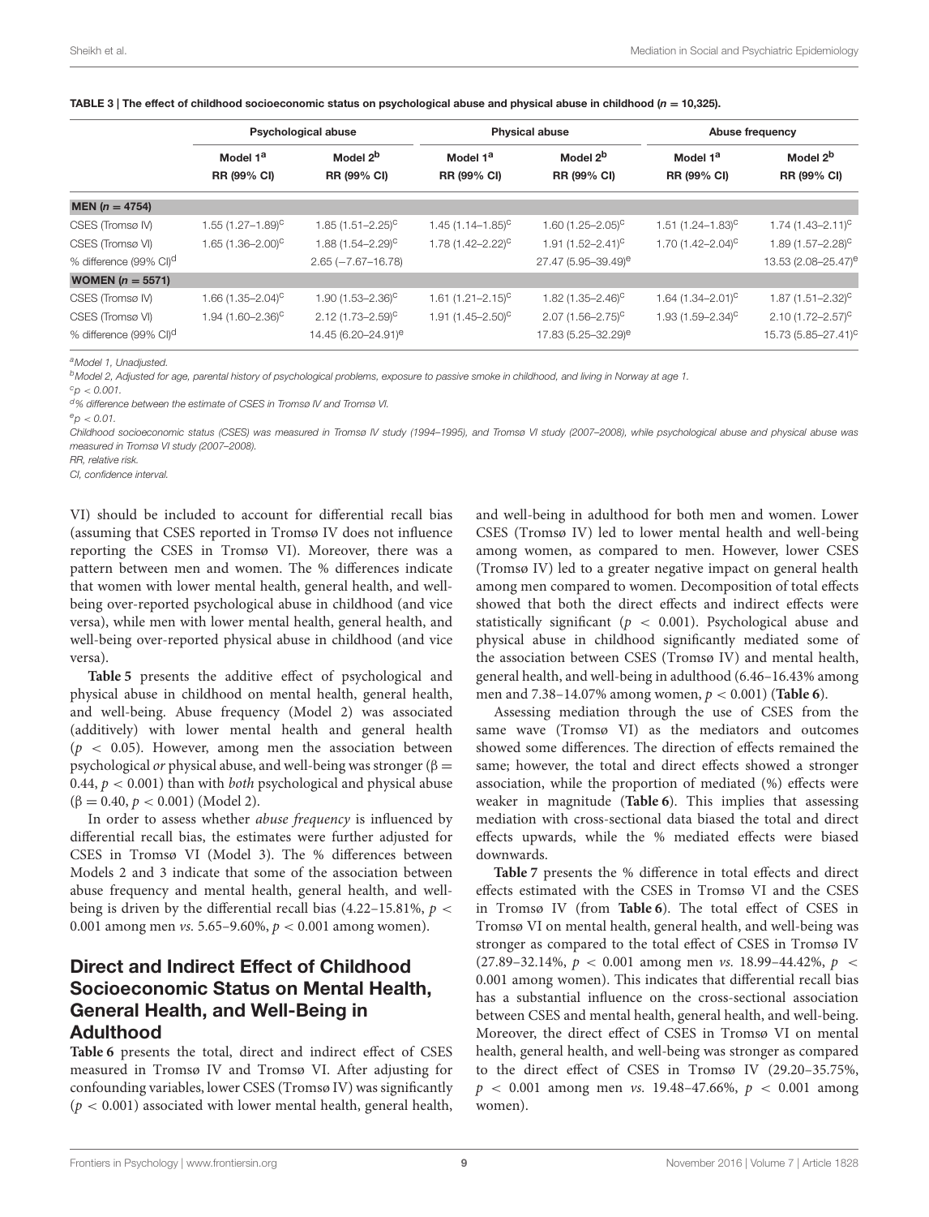**TABLE 3 | The effect of childhood socioeconomic status on psychological abuse and physical abuse in childhood ($n = 10{,}325$).**

| | Psychological abuse | | Physical abuse | | Abuse frequency | |
|---|---|---|---|---|---|---|
| | Model 1[a] RR (99% CI) | Model 2[b] RR (99% CI) | Model 1[a] RR (99% CI) | Model 2[b] RR (99% CI) | Model 1[a] RR (99% CI) | Model 2[b] RR (99% CI) |
| **MEN ($n = 4754$)** | | | | | | |
| CSES (Tromsø IV) | 1.55 (1.27–1.89)[c] | 1.85 (1.51–2.25)[c] | 1.45 (1.14–1.85)[c] | 1.60 (1.25–2.05)[c] | 1.51 (1.24–1.83)[c] | 1.74 (1.43–2.11)[c] |
| CSES (Tromsø VI) | 1.65 (1.36–2.00)[c] | 1.88 (1.54–2.29)[c] | 1.78 (1.42–2.22)[c] | 1.91 (1.52–2.41)[c] | 1.70 (1.42–2.04)[c] | 1.89 (1.57–2.28)[c] |
| % difference (99% CI)[d] | | 2.65 (−7.67–16.78) | | 27.47 (5.95–39.49)[e] | | 13.53 (2.08–25.47)[e] |
| **WOMEN ($n = 5571$)** | | | | | | |
| CSES (Tromsø IV) | 1.66 (1.35–2.04)[c] | 1.90 (1.53–2.36)[c] | 1.61 (1.21–2.15)[c] | 1.82 (1.35–2.46)[c] | 1.64 (1.34–2.01)[c] | 1.87 (1.51–2.32)[c] |
| CSES (Tromsø VI) | 1.94 (1.60–2.36)[c] | 2.12 (1.73–2.59)[c] | 1.91 (1.45–2.50)[c] | 2.07 (1.56–2.75)[c] | 1.93 (1.59–2.34)[c] | 2.10 (1.72–2.57)[c] |
| % difference (99% CI)[d] | | 14.45 (6.20–24.91)[e] | | 17.83 (5.25–32.29)[e] | | 15.73 (5.85–27.41)[c] |

[a]Model 1, Unadjusted.
[b]Model 2, Adjusted for age, parental history of psychological problems, exposure to passive smoke in childhood, and living in Norway at age 1.
[c]$p < 0.001$.
[d]% difference between the estimate of CSES in Tromsø IV and Tromsø VI.
[e]$p < 0.01$.
Childhood socioeconomic status (CSES) was measured in Tromsø IV study (1994–1995), and Tromsø VI study (2007–2008), while psychological abuse and physical abuse was measured in Tromsø VI study (2007–2008).
RR, relative risk.
CI, confidence interval.

VI) should be included to account for differential recall bias (assuming that CSES reported in Tromsø IV does not influence reporting the CSES in Tromsø VI). Moreover, there was a pattern between men and women. The % differences indicate that women with lower mental health, general health, and well-being over-reported psychological abuse in childhood (and vice versa), while men with lower mental health, general health, and well-being over-reported physical abuse in childhood (and vice versa).

**Table 5** presents the additive effect of psychological and physical abuse in childhood on mental health, general health, and well-being. Abuse frequency (Model 2) was associated (additively) with lower mental health and general health ($p < 0.05$). However, among men the association between psychological *or* physical abuse, and well-being was stronger ($\beta = 0.44$, $p < 0.001$) than with *both* psychological and physical abuse ($\beta = 0.40$, $p < 0.001$) (Model 2).

In order to assess whether *abuse frequency* is influenced by differential recall bias, the estimates were further adjusted for CSES in Tromsø VI (Model 3). The % differences between Models 2 and 3 indicate that some of the association between abuse frequency and mental health, general health, and well-being is driven by the differential recall bias (4.22–15.81%, $p < 0.001$ among men *vs.* 5.65–9.60%, $p < 0.001$ among women).

## Direct and Indirect Effect of Childhood Socioeconomic Status on Mental Health, General Health, and Well-Being in Adulthood

**Table 6** presents the total, direct and indirect effect of CSES measured in Tromsø IV and Tromsø VI. After adjusting for confounding variables, lower CSES (Tromsø IV) was significantly ($p < 0.001$) associated with lower mental health, general health, and well-being in adulthood for both men and women. Lower CSES (Tromsø IV) led to lower mental health and well-being among women, as compared to men. However, lower CSES (Tromsø IV) led to a greater negative impact on general health among men compared to women. Decomposition of total effects showed that both the direct effects and indirect effects were statistically significant ($p < 0.001$). Psychological abuse and physical abuse in childhood significantly mediated some of the association between CSES (Tromsø IV) and mental health, general health, and well-being in adulthood (6.46–16.43% among men and 7.38–14.07% among women, $p < 0.001$) (**Table 6**).

Assessing mediation through the use of CSES from the same wave (Tromsø VI) as the mediators and outcomes showed some differences. The direction of effects remained the same; however, the total and direct effects showed a stronger association, while the proportion of mediated (%) effects were weaker in magnitude (**Table 6**). This implies that assessing mediation with cross-sectional data biased the total and direct effects upwards, while the % mediated effects were biased downwards.

**Table 7** presents the % difference in total effects and direct effects estimated with the CSES in Tromsø VI and the CSES in Tromsø IV (from **Table 6**). The total effect of CSES in Tromsø VI on mental health, general health, and well-being was stronger as compared to the total effect of CSES in Tromsø IV (27.89–32.14%, $p < 0.001$ among men *vs.* 18.99–44.42%, $p < 0.001$ among women). This indicates that differential recall bias has a substantial influence on the cross-sectional association between CSES and mental health, general health, and well-being. Moreover, the direct effect of CSES in Tromsø VI on mental health, general health, and well-being was stronger as compared to the direct effect of CSES in Tromsø IV (29.20–35.75%, $p < 0.001$ among men *vs.* 19.48–47.66%, $p < 0.001$ among women).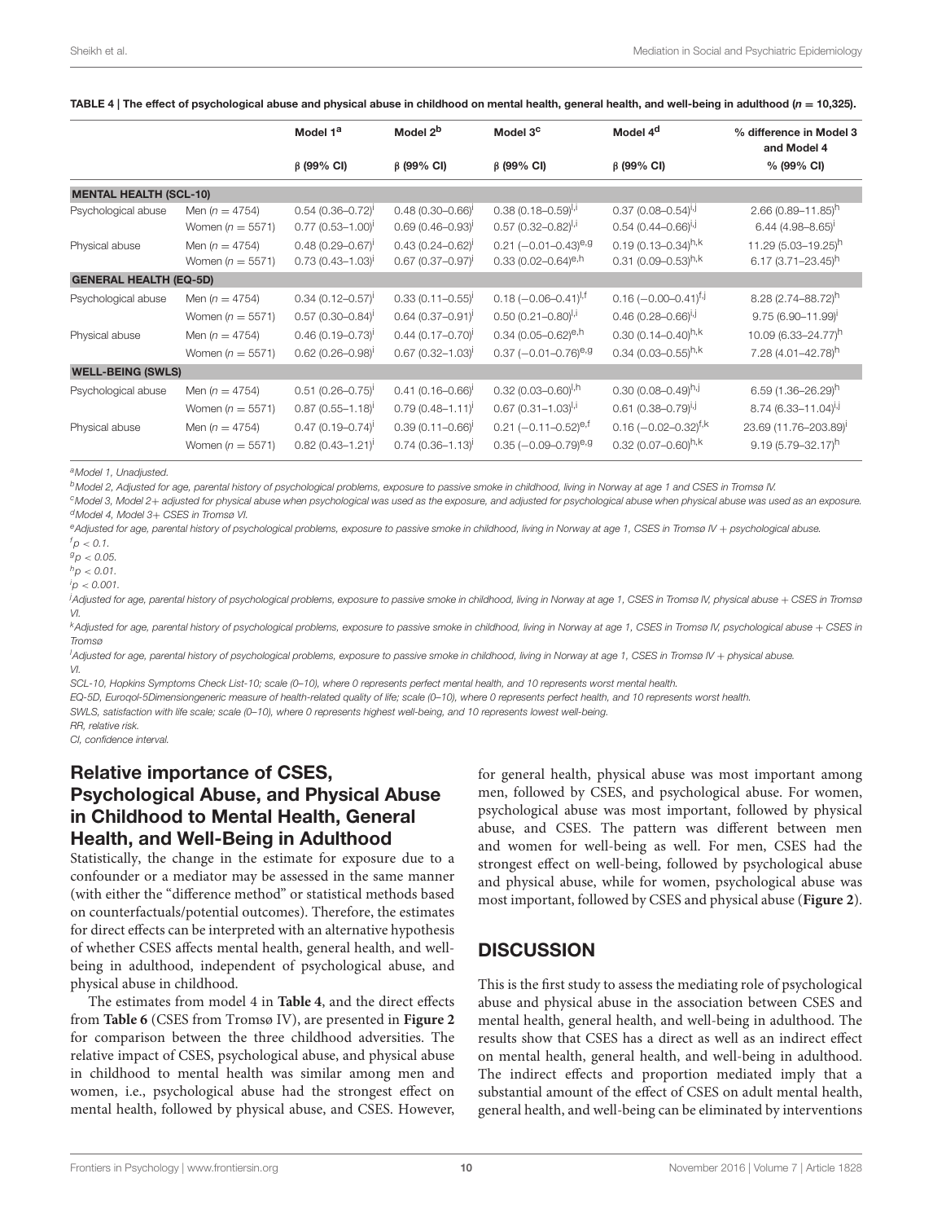**TABLE 4 | The effect of psychological abuse and physical abuse in childhood on mental health, general health, and well-being in adulthood (*n* = 10,325).**

| | | Model 1[a] | Model 2[b] | Model 3[c] | Model 4[d] | % difference in Model 3 and Model 4 |
|---|---|---|---|---|---|---|
| | | β (99% CI) | β (99% CI) | β (99% CI) | β (99% CI) | % (99% CI) |
| **MENTAL HEALTH (SCL-10)** | | | | | | |
| Psychological abuse | Men (*n* = 4754) | 0.54 (0.36–0.72)[i] | 0.48 (0.30–0.66)[i] | 0.38 (0.18–0.59)[l,i] | 0.37 (0.08–0.54)[i,j] | 2.66 (0.89–11.85)[h] |
| | Women (*n* = 5571) | 0.77 (0.53–1.00)[i] | 0.69 (0.46–0.93)[i] | 0.57 (0.32–0.82)[l,i] | 0.54 (0.44–0.66)[i,j] | 6.44 (4.98–8.65)[i] |
| Physical abuse | Men (*n* = 4754) | 0.48 (0.29–0.67)[i] | 0.43 (0.24–0.62)[i] | 0.21 (−0.01–0.43)[e,g] | 0.19 (0.13–0.34)[h,k] | 11.29 (5.03–19.25)[h] |
| | Women (*n* = 5571) | 0.73 (0.43–1.03)[i] | 0.67 (0.37–0.97)[i] | 0.33 (0.02–0.64)[e,h] | 0.31 (0.09–0.53)[h,k] | 6.17 (3.71–23.45)[h] |
| **GENERAL HEALTH (EQ-5D)** | | | | | | |
| Psychological abuse | Men (*n* = 4754) | 0.34 (0.12–0.57)[i] | 0.33 (0.11–0.55)[i] | 0.18 (−0.06–0.41)[l,f] | 0.16 (−0.00–0.41)[f,j] | 8.28 (2.74–88.72)[h] |
| | Women (*n* = 5571) | 0.57 (0.30–0.84)[i] | 0.64 (0.37–0.91)[i] | 0.50 (0.21–0.80)[l,i] | 0.46 (0.28–0.66)[i,j] | 9.75 (6.90–11.99)[i] |
| Physical abuse | Men (*n* = 4754) | 0.46 (0.19–0.73)[i] | 0.44 (0.17–0.70)[i] | 0.34 (0.05–0.62)[e,h] | 0.30 (0.14–0.40)[h,k] | 10.09 (6.33–24.77)[h] |
| | Women (*n* = 5571) | 0.62 (0.26–0.98)[i] | 0.67 (0.32–1.03)[i] | 0.37 (−0.01–0.76)[e,g] | 0.34 (0.03–0.55)[h,k] | 7.28 (4.01–42.78)[h] |
| **WELL-BEING (SWLS)** | | | | | | |
| Psychological abuse | Men (*n* = 4754) | 0.51 (0.26–0.75)[i] | 0.41 (0.16–0.66)[i] | 0.32 (0.03–0.60)[l,h] | 0.30 (0.08–0.49)[h,j] | 6.59 (1.36–26.29)[h] |
| | Women (*n* = 5571) | 0.87 (0.55–1.18)[i] | 0.79 (0.48–1.11)[i] | 0.67 (0.31–1.03)[l,i] | 0.61 (0.38–0.79)[i,j] | 8.74 (6.33–11.04)[i,j] |
| Physical abuse | Men (*n* = 4754) | 0.47 (0.19–0.74)[i] | 0.39 (0.11–0.66)[i] | 0.21 (−0.11–0.52)[e,f] | 0.16 (−0.02–0.32)[f,k] | 23.69 (11.76–203.89)[i] |
| | Women (*n* = 5571) | 0.82 (0.43–1.21)[i] | 0.74 (0.36–1.13)[i] | 0.35 (−0.09–0.79)[e,g] | 0.32 (0.07–0.60)[h,k] | 9.19 (5.79–32.17)[h] |

[a]Model 1, Unadjusted.

[b]Model 2, Adjusted for age, parental history of psychological problems, exposure to passive smoke in childhood, living in Norway at age 1 and CSES in Tromsø IV.

[c]Model 3, Model 2+ adjusted for physical abuse when psychological was used as the exposure, and adjusted for psychological abuse when physical abuse was used as an exposure.

[d]Model 4, Model 3+ CSES in Tromsø VI.

[e]Adjusted for age, parental history of psychological problems, exposure to passive smoke in childhood, living in Norway at age 1, CSES in Tromsø IV + psychological abuse.

[f]$p < 0.1$.

[g]$p < 0.05$.

[h]$p < 0.01$.

[i]$p < 0.001$.

[j]Adjusted for age, parental history of psychological problems, exposure to passive smoke in childhood, living in Norway at age 1, CSES in Tromsø IV, physical abuse + CSES in Tromsø VI.

[k]Adjusted for age, parental history of psychological problems, exposure to passive smoke in childhood, living in Norway at age 1, CSES in Tromsø IV, psychological abuse + CSES in Tromsø

[l]Adjusted for age, parental history of psychological problems, exposure to passive smoke in childhood, living in Norway at age 1, CSES in Tromsø IV + physical abuse. VI.

SCL-10, Hopkins Symptoms Check List-10; scale (0–10), where 0 represents perfect mental health, and 10 represents worst mental health.

EQ-5D, Euroqol-5Dimensiongeneric measure of health-related quality of life; scale (0–10), where 0 represents perfect health, and 10 represents worst health.

SWLS, satisfaction with life scale; scale (0–10), where 0 represents highest well-being, and 10 represents lowest well-being.

RR, relative risk.

CI, confidence interval.

## Relative importance of CSES, Psychological Abuse, and Physical Abuse in Childhood to Mental Health, General Health, and Well-Being in Adulthood

Statistically, the change in the estimate for exposure due to a confounder or a mediator may be assessed in the same manner (with either the "difference method" or statistical methods based on counterfactuals/potential outcomes). Therefore, the estimates for direct effects can be interpreted with an alternative hypothesis of whether CSES affects mental health, general health, and well-being in adulthood, independent of psychological abuse, and physical abuse in childhood.

The estimates from model 4 in **Table 4**, and the direct effects from **Table 6** (CSES from Tromsø IV), are presented in **Figure 2** for comparison between the three childhood adversities. The relative impact of CSES, psychological abuse, and physical abuse in childhood to mental health was similar among men and women, i.e., psychological abuse had the strongest effect on mental health, followed by physical abuse, and CSES. However, for general health, physical abuse was most important among men, followed by CSES, and psychological abuse. For women, psychological abuse was most important, followed by physical abuse, and CSES. The pattern was different between men and women for well-being as well. For men, CSES had the strongest effect on well-being, followed by psychological abuse and physical abuse, while for women, psychological abuse was most important, followed by CSES and physical abuse (**Figure 2**).

## DISCUSSION

This is the first study to assess the mediating role of psychological abuse and physical abuse in the association between CSES and mental health, general health, and well-being in adulthood. The results show that CSES has a direct as well as an indirect effect on mental health, general health, and well-being in adulthood. The indirect effects and proportion mediated imply that a substantial amount of the effect of CSES on adult mental health, general health, and well-being can be eliminated by interventions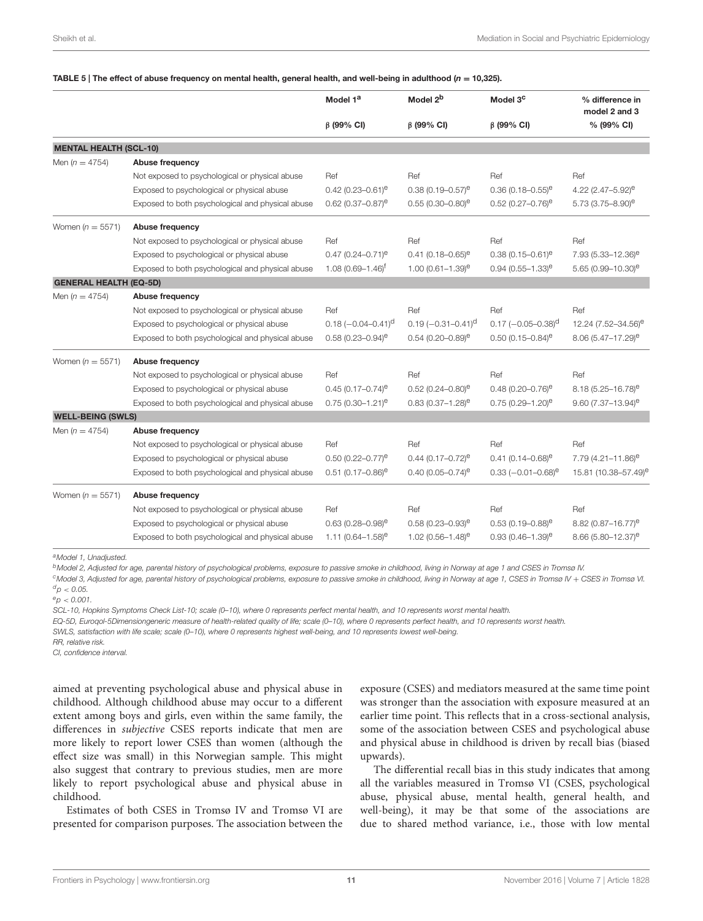**TABLE 5 | The effect of abuse frequency on mental health, general health, and well-being in adulthood ($n$ = 10,325).**

| | | Model 1[a] | Model 2[b] | Model 3[c] | % difference in model 2 and 3 |
|---|---|---|---|---|---|
| | | β (99% CI) | β (99% CI) | β (99% CI) | % (99% CI) |
| **MENTAL HEALTH (SCL-10)** | | | | | |
| Men ($n$ = 4754) | **Abuse frequency** | | | | |
| | Not exposed to psychological or physical abuse | Ref | Ref | Ref | Ref |
| | Exposed to psychological or physical abuse | 0.42 (0.23–0.61)[e] | 0.38 (0.19–0.57)[e] | 0.36 (0.18–0.55)[e] | 4.22 (2.47–5.92)[e] |
| | Exposed to both psychological and physical abuse | 0.62 (0.37–0.87)[e] | 0.55 (0.30–0.80)[e] | 0.52 (0.27–0.76)[e] | 5.73 (3.75–8.90)[e] |
| Women ($n$ = 5571) | **Abuse frequency** | | | | |
| | Not exposed to psychological or physical abuse | Ref | Ref | Ref | Ref |
| | Exposed to psychological or physical abuse | 0.47 (0.24–0.71)[e] | 0.41 (0.18–0.65)[e] | 0.38 (0.15–0.61)[e] | 7.93 (5.33–12.36)[e] |
| | Exposed to both psychological and physical abuse | 1.08 (0.69–1.46)[f] | 1.00 (0.61–1.39)[e] | 0.94 (0.55–1.33)[e] | 5.65 (0.99–10.30)[e] |
| **GENERAL HEALTH (EQ-5D)** | | | | | |
| Men ($n$ = 4754) | **Abuse frequency** | | | | |
| | Not exposed to psychological or physical abuse | Ref | Ref | Ref | Ref |
| | Exposed to psychological or physical abuse | 0.18 (−0.04–0.41)[d] | 0.19 (−0.31–0.41)[d] | 0.17 (−0.05–0.38)[d] | 12.24 (7.52–34.56)[e] |
| | Exposed to both psychological and physical abuse | 0.58 (0.23–0.94)[e] | 0.54 (0.20–0.89)[e] | 0.50 (0.15–0.84)[e] | 8.06 (5.47–17.29)[e] |
| Women ($n$ = 5571) | **Abuse frequency** | | | | |
| | Not exposed to psychological or physical abuse | Ref | Ref | Ref | Ref |
| | Exposed to psychological or physical abuse | 0.45 (0.17–0.74)[e] | 0.52 (0.24–0.80)[e] | 0.48 (0.20–0.76)[e] | 8.18 (5.25–16.78)[e] |
| | Exposed to both psychological and physical abuse | 0.75 (0.30–1.21)[e] | 0.83 (0.37–1.28)[e] | 0.75 (0.29–1.20)[e] | 9.60 (7.37–13.94)[e] |
| **WELL-BEING (SWLS)** | | | | | |
| Men ($n$ = 4754) | **Abuse frequency** | | | | |
| | Not exposed to psychological or physical abuse | Ref | Ref | Ref | Ref |
| | Exposed to psychological or physical abuse | 0.50 (0.22–0.77)[e] | 0.44 (0.17–0.72)[e] | 0.41 (0.14–0.68)[e] | 7.79 (4.21–11.86)[e] |
| | Exposed to both psychological and physical abuse | 0.51 (0.17–0.86)[e] | 0.40 (0.05–0.74)[e] | 0.33 (−0.01–0.68)[e] | 15.81 (10.38–57.49)[e] |
| Women ($n$ = 5571) | **Abuse frequency** | | | | |
| | Not exposed to psychological or physical abuse | Ref | Ref | Ref | Ref |
| | Exposed to psychological or physical abuse | 0.63 (0.28–0.98)[e] | 0.58 (0.23–0.93)[e] | 0.53 (0.19–0.88)[e] | 8.82 (0.87–16.77)[e] |
| | Exposed to both psychological and physical abuse | 1.11 (0.64–1.58)[e] | 1.02 (0.56–1.48)[e] | 0.93 (0.46–1.39)[e] | 8.66 (5.80–12.37)[e] |

[a]Model 1, Unadjusted.
[b]Model 2, Adjusted for age, parental history of psychological problems, exposure to passive smoke in childhood, living in Norway at age 1 and CSES in Tromsø IV.
[c]Model 3, Adjusted for age, parental history of psychological problems, exposure to passive smoke in childhood, living in Norway at age 1, CSES in Tromsø IV + CSES in Tromsø VI.
[d]$p < 0.05$.
[e]$p < 0.001$.
SCL-10, Hopkins Symptoms Check List-10; scale (0–10), where 0 represents perfect mental health, and 10 represents worst mental health.
EQ-5D, Euroqol-5Dimensiongeneric measure of health-related quality of life; scale (0–10), where 0 represents perfect health, and 10 represents worst health.
SWLS, satisfaction with life scale; scale (0–10), where 0 represents highest well-being, and 10 represents lowest well-being.
RR, relative risk.
CI, confidence interval.

aimed at preventing psychological abuse and physical abuse in childhood. Although childhood abuse may occur to a different extent among boys and girls, even within the same family, the differences in *subjective* CSES reports indicate that men are more likely to report lower CSES than women (although the effect size was small) in this Norwegian sample. This might also suggest that contrary to previous studies, men are more likely to report psychological abuse and physical abuse in childhood.

Estimates of both CSES in Tromsø IV and Tromsø VI are presented for comparison purposes. The association between the exposure (CSES) and mediators measured at the same time point was stronger than the association with exposure measured at an earlier time point. This reflects that in a cross-sectional analysis, some of the association between CSES and psychological abuse and physical abuse in childhood is driven by recall bias (biased upwards).

The differential recall bias in this study indicates that among all the variables measured in Tromsø VI (CSES, psychological abuse, physical abuse, mental health, general health, and well-being), it may be that some of the associations are due to shared method variance, i.e., those with low mental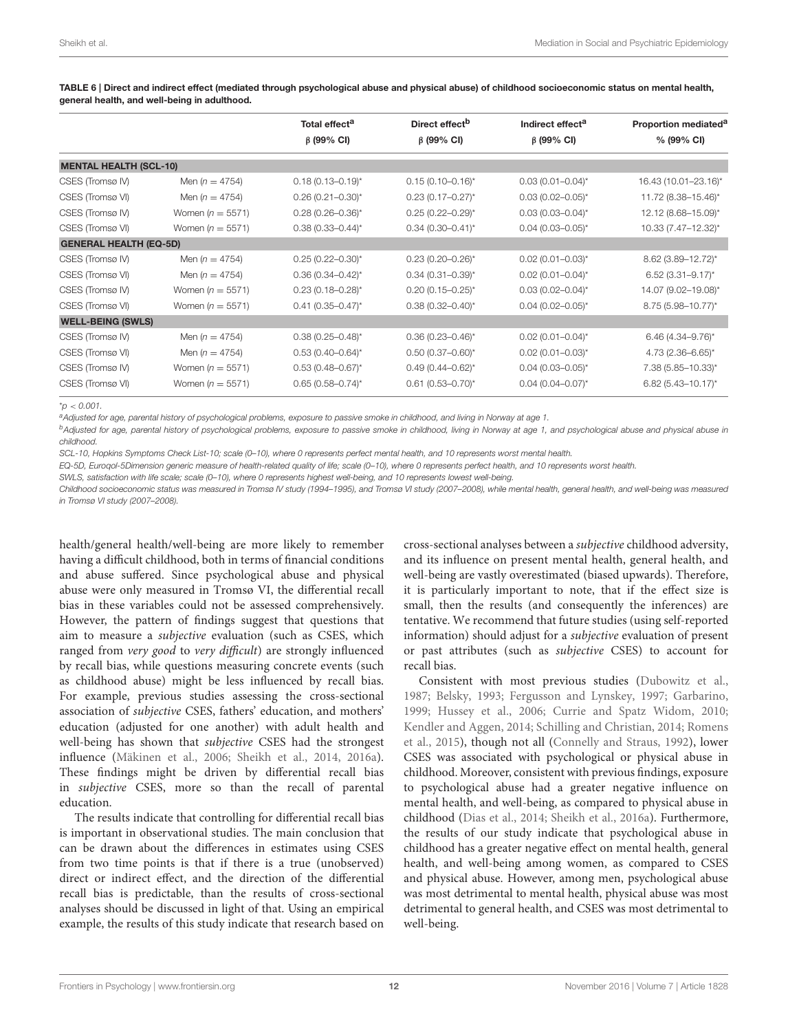**TABLE 6 | Direct and indirect effect (mediated through psychological abuse and physical abuse) of childhood socioeconomic status on mental health, general health, and well-being in adulthood.**

| | | Total effect[a] β (99% CI) | Direct effect[b] β (99% CI) | Indirect effect[a] β (99% CI) | Proportion mediated[a] % (99% CI) |
|---|---|---|---|---|---|
| **MENTAL HEALTH (SCL-10)** | | | | | |
| CSES (Tromsø IV) | Men ($n = 4754$) | 0.18 (0.13–0.19)* | 0.15 (0.10–0.16)* | 0.03 (0.01–0.04)* | 16.43 (10.01–23.16)* |
| CSES (Tromsø VI) | Men ($n = 4754$) | 0.26 (0.21–0.30)* | 0.23 (0.17–0.27)* | 0.03 (0.02–0.05)* | 11.72 (8.38–15.46)* |
| CSES (Tromsø IV) | Women ($n = 5571$) | 0.28 (0.26–0.36)* | 0.25 (0.22–0.29)* | 0.03 (0.03–0.04)* | 12.12 (8.68–15.09)* |
| CSES (Tromsø VI) | Women ($n = 5571$) | 0.38 (0.33–0.44)* | 0.34 (0.30–0.41)* | 0.04 (0.03–0.05)* | 10.33 (7.47–12.32)* |
| **GENERAL HEALTH (EQ-5D)** | | | | | |
| CSES (Tromsø IV) | Men ($n = 4754$) | 0.25 (0.22–0.30)* | 0.23 (0.20–0.26)* | 0.02 (0.01–0.03)* | 8.62 (3.89–12.72)* |
| CSES (Tromsø VI) | Men ($n = 4754$) | 0.36 (0.34–0.42)* | 0.34 (0.31–0.39)* | 0.02 (0.01–0.04)* | 6.52 (3.31–9.17)* |
| CSES (Tromsø IV) | Women ($n = 5571$) | 0.23 (0.18–0.28)* | 0.20 (0.15–0.25)* | 0.03 (0.02–0.04)* | 14.07 (9.02–19.08)* |
| CSES (Tromsø VI) | Women ($n = 5571$) | 0.41 (0.35–0.47)* | 0.38 (0.32–0.40)* | 0.04 (0.02–0.05)* | 8.75 (5.98–10.77)* |
| **WELL-BEING (SWLS)** | | | | | |
| CSES (Tromsø IV) | Men ($n = 4754$) | 0.38 (0.25–0.48)* | 0.36 (0.23–0.46)* | 0.02 (0.01–0.04)* | 6.46 (4.34–9.76)* |
| CSES (Tromsø VI) | Men ($n = 4754$) | 0.53 (0.40–0.64)* | 0.50 (0.37–0.60)* | 0.02 (0.01–0.03)* | 4.73 (2.36–6.65)* |
| CSES (Tromsø IV) | Women ($n = 5571$) | 0.53 (0.48–0.67)* | 0.49 (0.44–0.62)* | 0.04 (0.03–0.05)* | 7.38 (5.85–10.33)* |
| CSES (Tromsø VI) | Women ($n = 5571$) | 0.65 (0.58–0.74)* | 0.61 (0.53–0.70)* | 0.04 (0.04–0.07)* | 6.82 (5.43–10.17)* |

*$p < 0.001$.

[a]Adjusted for age, parental history of psychological problems, exposure to passive smoke in childhood, and living in Norway at age 1.

[b]Adjusted for age, parental history of psychological problems, exposure to passive smoke in childhood, living in Norway at age 1, and psychological abuse and physical abuse in childhood.

SCL-10, Hopkins Symptoms Check List-10; scale (0–10), where 0 represents perfect mental health, and 10 represents worst mental health.

EQ-5D, Euroqol-5Dimension generic measure of health-related quality of life; scale (0–10), where 0 represents perfect health, and 10 represents worst health.

SWLS, satisfaction with life scale; scale (0–10), where 0 represents highest well-being, and 10 represents lowest well-being.

Childhood socioeconomic status was measured in Tromsø IV study (1994–1995), and Tromsø VI study (2007–2008), while mental health, general health, and well-being was measured in Tromsø VI study (2007–2008).

health/general health/well-being are more likely to remember having a difficult childhood, both in terms of financial conditions and abuse suffered. Since psychological abuse and physical abuse were only measured in Tromsø VI, the differential recall bias in these variables could not be assessed comprehensively. However, the pattern of findings suggest that questions that aim to measure a *subjective* evaluation (such as CSES, which ranged from *very good* to *very difficult*) are strongly influenced by recall bias, while questions measuring concrete events (such as childhood abuse) might be less influenced by recall bias. For example, previous studies assessing the cross-sectional association of *subjective* CSES, fathers' education, and mothers' education (adjusted for one another) with adult health and well-being has shown that *subjective* CSES had the strongest influence (Mäkinen et al., 2006; Sheikh et al., 2014, 2016a). These findings might be driven by differential recall bias in *subjective* CSES, more so than the recall of parental education.

The results indicate that controlling for differential recall bias is important in observational studies. The main conclusion that can be drawn about the differences in estimates using CSES from two time points is that if there is a true (unobserved) direct or indirect effect, and the direction of the differential recall bias is predictable, than the results of cross-sectional analyses should be discussed in light of that. Using an empirical example, the results of this study indicate that research based on cross-sectional analyses between a *subjective* childhood adversity, and its influence on present mental health, general health, and well-being are vastly overestimated (biased upwards). Therefore, it is particularly important to note, that if the effect size is small, then the results (and consequently the inferences) are tentative. We recommend that future studies (using self-reported information) should adjust for a *subjective* evaluation of present or past attributes (such as *subjective* CSES) to account for recall bias.

Consistent with most previous studies (Dubowitz et al., 1987; Belsky, 1993; Fergusson and Lynskey, 1997; Garbarino, 1999; Hussey et al., 2006; Currie and Spatz Widom, 2010; Kendler and Aggen, 2014; Schilling and Christian, 2014; Romens et al., 2015), though not all (Connelly and Straus, 1992), lower CSES was associated with psychological or physical abuse in childhood. Moreover, consistent with previous findings, exposure to psychological abuse had a greater negative influence on mental health, and well-being, as compared to physical abuse in childhood (Dias et al., 2014; Sheikh et al., 2016a). Furthermore, the results of our study indicate that psychological abuse in childhood has a greater negative effect on mental health, general health, and well-being among women, as compared to CSES and physical abuse. However, among men, psychological abuse was most detrimental to mental health, physical abuse was most detrimental to general health, and CSES was most detrimental to well-being.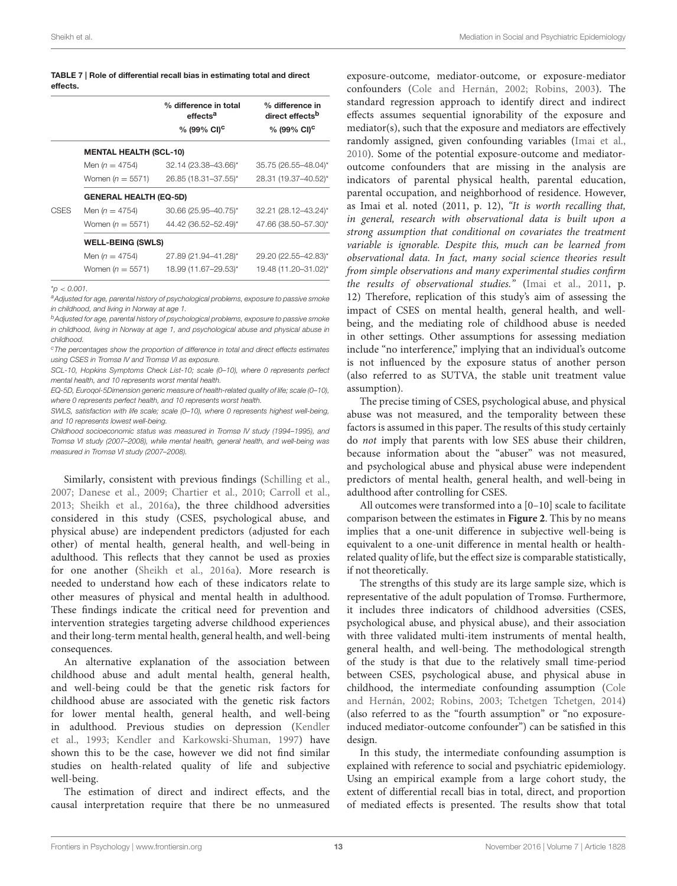**TABLE 7 | Role of differential recall bias in estimating total and direct effects.**

| | | % difference in total effects[a] | % difference in direct effects[b] |
|---|---|---|---|
| | | % (99% CI)[c] | % (99% CI)[c] |
| CSES | **MENTAL HEALTH (SCL-10)** | | |
| | Men ($n = 4754$) | 32.14 (23.38–43.66)* | 35.75 (26.55–48.04)* |
| | Women ($n = 5571$) | 26.85 (18.31–37.55)* | 28.31 (19.37–40.52)* |
| | **GENERAL HEALTH (EQ-5D)** | | |
| | Men ($n = 4754$) | 30.66 (25.95–40.75)* | 32.21 (28.12–43.24)* |
| | Women ($n = 5571$) | 44.42 (36.52–52.49)* | 47.66 (38.50–57.30)* |
| | **WELL-BEING (SWLS)** | | |
| | Men ($n = 4754$) | 27.89 (21.94–41.28)* | 29.20 (22.55–42.83)* |
| | Women ($n = 5571$) | 18.99 (11.67–29.53)* | 19.48 (11.20–31.02)* |

*$p < 0.001$.

[a]Adjusted for age, parental history of psychological problems, exposure to passive smoke in childhood, and living in Norway at age 1.

[b]Adjusted for age, parental history of psychological problems, exposure to passive smoke in childhood, living in Norway at age 1, and psychological abuse and physical abuse in childhood.

[c]The percentages show the proportion of difference in total and direct effects estimates using CSES in Tromsø IV and Tromsø VI as exposure.

SCL-10, Hopkins Symptoms Check List-10; scale (0–10), where 0 represents perfect mental health, and 10 represents worst mental health.

EQ-5D, Euroqol-5Dimension generic measure of health-related quality of life; scale (0–10), where 0 represents perfect health, and 10 represents worst health.

SWLS, satisfaction with life scale; scale (0–10), where 0 represents highest well-being, and 10 represents lowest well-being.

Childhood socioeconomic status was measured in Tromsø IV study (1994–1995), and Tromsø VI study (2007–2008), while mental health, general health, and well-being was measured in Tromsø VI study (2007–2008).

Similarly, consistent with previous findings (Schilling et al., 2007; Danese et al., 2009; Chartier et al., 2010; Carroll et al., 2013; Sheikh et al., 2016a), the three childhood adversities considered in this study (CSES, psychological abuse, and physical abuse) are independent predictors (adjusted for each other) of mental health, general health, and well-being in adulthood. This reflects that they cannot be used as proxies for one another (Sheikh et al., 2016a). More research is needed to understand how each of these indicators relate to other measures of physical and mental health in adulthood. These findings indicate the critical need for prevention and intervention strategies targeting adverse childhood experiences and their long-term mental health, general health, and well-being consequences.

An alternative explanation of the association between childhood abuse and adult mental health, general health, and well-being could be that the genetic risk factors for childhood abuse are associated with the genetic risk factors for lower mental health, general health, and well-being in adulthood. Previous studies on depression (Kendler et al., 1993; Kendler and Karkowski-Shuman, 1997) have shown this to be the case, however we did not find similar studies on health-related quality of life and subjective well-being.

The estimation of direct and indirect effects, and the causal interpretation require that there be no unmeasured exposure-outcome, mediator-outcome, or exposure-mediator confounders (Cole and Hernán, 2002; Robins, 2003). The standard regression approach to identify direct and indirect effects assumes sequential ignorability of the exposure and mediator(s), such that the exposure and mediators are effectively randomly assigned, given confounding variables (Imai et al., 2010). Some of the potential exposure-outcome and mediator-outcome confounders that are missing in the analysis are indicators of parental physical health, parental education, parental occupation, and neighborhood of residence. However, as Imai et al. noted (2011, p. 12), *"It is worth recalling that, in general, research with observational data is built upon a strong assumption that conditional on covariates the treatment variable is ignorable. Despite this, much can be learned from observational data. In fact, many social science theories result from simple observations and many experimental studies confirm the results of observational studies."* (Imai et al., 2011, p. 12) Therefore, replication of this study's aim of assessing the impact of CSES on mental health, general health, and well-being, and the mediating role of childhood abuse is needed in other settings. Other assumptions for assessing mediation include "no interference," implying that an individual's outcome is not influenced by the exposure status of another person (also referred to as SUTVA, the stable unit treatment value assumption).

The precise timing of CSES, psychological abuse, and physical abuse was not measured, and the temporality between these factors is assumed in this paper. The results of this study certainly do *not* imply that parents with low SES abuse their children, because information about the "abuser" was not measured, and psychological abuse and physical abuse were independent predictors of mental health, general health, and well-being in adulthood after controlling for CSES.

All outcomes were transformed into a [0–10] scale to facilitate comparison between the estimates in **Figure 2**. This by no means implies that a one-unit difference in subjective well-being is equivalent to a one-unit difference in mental health or health-related quality of life, but the effect size is comparable statistically, if not theoretically.

The strengths of this study are its large sample size, which is representative of the adult population of Tromsø. Furthermore, it includes three indicators of childhood adversities (CSES, psychological abuse, and physical abuse), and their association with three validated multi-item instruments of mental health, general health, and well-being. The methodological strength of the study is that due to the relatively small time-period between CSES, psychological abuse, and physical abuse in childhood, the intermediate confounding assumption (Cole and Hernán, 2002; Robins, 2003; Tchetgen Tchetgen, 2014) (also referred to as the "fourth assumption" or "no exposure-induced mediator-outcome confounder") can be satisfied in this design.

In this study, the intermediate confounding assumption is explained with reference to social and psychiatric epidemiology. Using an empirical example from a large cohort study, the extent of differential recall bias in total, direct, and proportion of mediated effects is presented. The results show that total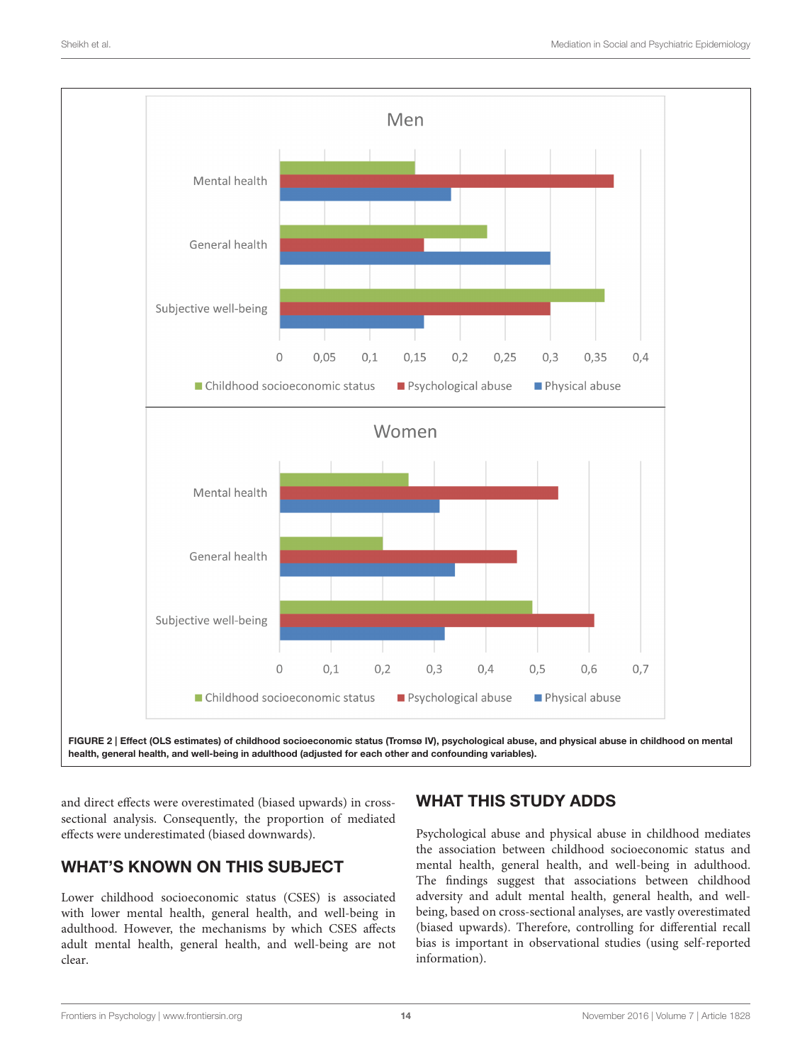FIGURE 2 | Effect (OLS estimates) of childhood socioeconomic status (Tromsø IV), psychological abuse, and physical abuse in childhood on mental health, general health, and well-being in adulthood (adjusted for each other and confounding variables).

and direct effects were overestimated (biased upwards) in cross-sectional analysis. Consequently, the proportion of mediated effects were underestimated (biased downwards).

## WHAT'S KNOWN ON THIS SUBJECT

Lower childhood socioeconomic status (CSES) is associated with lower mental health, general health, and well-being in adulthood. However, the mechanisms by which CSES affects adult mental health, general health, and well-being are not clear.

## WHAT THIS STUDY ADDS

Psychological abuse and physical abuse in childhood mediates the association between childhood socioeconomic status and mental health, general health, and well-being in adulthood. The findings suggest that associations between childhood adversity and adult mental health, general health, and well-being, based on cross-sectional analyses, are vastly overestimated (biased upwards). Therefore, controlling for differential recall bias is important in observational studies (using self-reported information).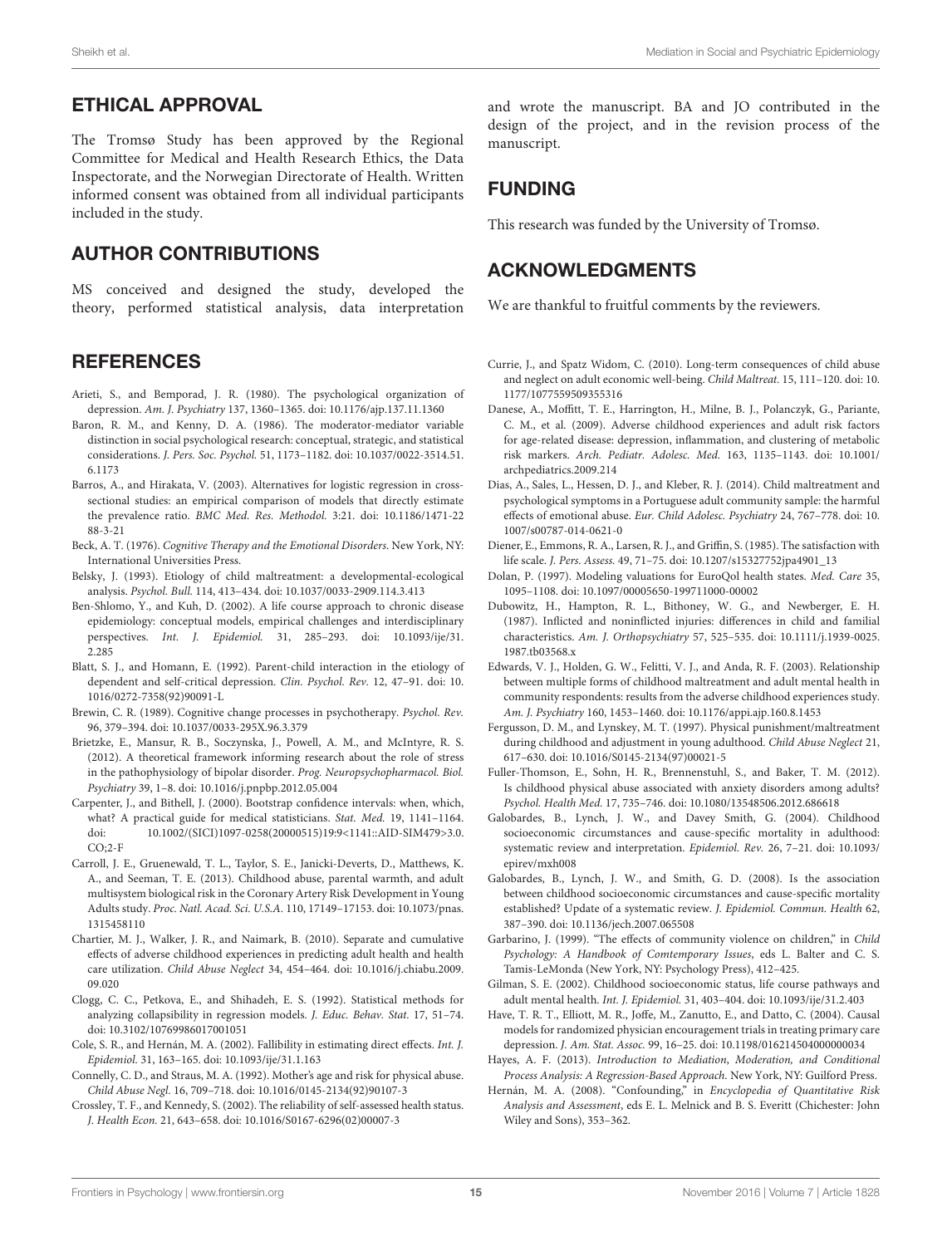## ETHICAL APPROVAL

The Tromsø Study has been approved by the Regional Committee for Medical and Health Research Ethics, the Data Inspectorate, and the Norwegian Directorate of Health. Written informed consent was obtained from all individual participants included in the study.

## AUTHOR CONTRIBUTIONS

MS conceived and designed the study, developed the theory, performed statistical analysis, data interpretation and wrote the manuscript. BA and JO contributed in the design of the project, and in the revision process of the manuscript.

## FUNDING

This research was funded by the University of Tromsø.

## ACKNOWLEDGMENTS

We are thankful to fruitful comments by the reviewers.

## REFERENCES

Arieti, S., and Bemporad, J. R. (1980). The psychological organization of depression. *Am. J. Psychiatry* 137, 1360–1365. doi: 10.1176/ajp.137.11.1360

Baron, R. M., and Kenny, D. A. (1986). The moderator-mediator variable distinction in social psychological research: conceptual, strategic, and statistical considerations. *J. Pers. Soc. Psychol.* 51, 1173–1182. doi: 10.1037/0022-3514.51.6.1173

Barros, A., and Hirakata, V. (2003). Alternatives for logistic regression in cross-sectional studies: an empirical comparison of models that directly estimate the prevalence ratio. *BMC Med. Res. Methodol.* 3:21. doi: 10.1186/1471-2288-3-21

Beck, A. T. (1976). *Cognitive Therapy and the Emotional Disorders*. New York, NY: International Universities Press.

Belsky, J. (1993). Etiology of child maltreatment: a developmental-ecological analysis. *Psychol. Bull.* 114, 413–434. doi: 10.1037/0033-2909.114.3.413

Ben-Shlomo, Y., and Kuh, D. (2002). A life course approach to chronic disease epidemiology: conceptual models, empirical challenges and interdisciplinary perspectives. *Int. J. Epidemiol.* 31, 285–293. doi: 10.1093/ije/31.2.285

Blatt, S. J., and Homann, E. (1992). Parent-child interaction in the etiology of dependent and self-critical depression. *Clin. Psychol. Rev.* 12, 47–91. doi: 10.1016/0272-7358(92)90091-L

Brewin, C. R. (1989). Cognitive change processes in psychotherapy. *Psychol. Rev.* 96, 379–394. doi: 10.1037/0033-295X.96.3.379

Brietzke, E., Mansur, R. B., Soczynska, J., Powell, A. M., and McIntyre, R. S. (2012). A theoretical framework informing research about the role of stress in the pathophysiology of bipolar disorder. *Prog. Neuropsychopharmacol. Biol. Psychiatry* 39, 1–8. doi: 10.1016/j.pnpbp.2012.05.004

Carpenter, J., and Bithell, J. (2000). Bootstrap confidence intervals: when, which, what? A practical guide for medical statisticians. *Stat. Med.* 19, 1141–1164. doi: 10.1002/(SICI)1097-0258(20000515)19:9<1141::AID-SIM479>3.0.CO;2-F

Carroll, J. E., Gruenewald, T. L., Taylor, S. E., Janicki-Deverts, D., Matthews, K. A., and Seeman, T. E. (2013). Childhood abuse, parental warmth, and adult multisystem biological risk in the Coronary Artery Risk Development in Young Adults study. *Proc. Natl. Acad. Sci. U.S.A.* 110, 17149–17153. doi: 10.1073/pnas.1315458110

Chartier, M. J., Walker, J. R., and Naimark, B. (2010). Separate and cumulative effects of adverse childhood experiences in predicting adult health and health care utilization. *Child Abuse Neglect* 34, 454–464. doi: 10.1016/j.chiabu.2009.09.020

Clogg, C. C., Petkova, E., and Shihadeh, E. S. (1992). Statistical methods for analyzing collapsibility in regression models. *J. Educ. Behav. Stat.* 17, 51–74. doi: 10.3102/10769986017001051

Cole, S. R., and Hernán, M. A. (2002). Fallibility in estimating direct effects. *Int. J. Epidemiol.* 31, 163–165. doi: 10.1093/ije/31.1.163

Connelly, C. D., and Straus, M. A. (1992). Mother's age and risk for physical abuse. *Child Abuse Negl.* 16, 709–718. doi: 10.1016/0145-2134(92)90107-3

Crossley, T. F., and Kennedy, S. (2002). The reliability of self-assessed health status. *J. Health Econ.* 21, 643–658. doi: 10.1016/S0167-6296(02)00007-3

Currie, J., and Spatz Widom, C. (2010). Long-term consequences of child abuse and neglect on adult economic well-being. *Child Maltreat.* 15, 111–120. doi: 10.1177/1077559509355316

Danese, A., Moffitt, T. E., Harrington, H., Milne, B. J., Polanczyk, G., Pariante, C. M., et al. (2009). Adverse childhood experiences and adult risk factors for age-related disease: depression, inflammation, and clustering of metabolic risk markers. *Arch. Pediatr. Adolesc. Med.* 163, 1135–1143. doi: 10.1001/archpediatrics.2009.214

Dias, A., Sales, L., Hessen, D. J., and Kleber, R. J. (2014). Child maltreatment and psychological symptoms in a Portuguese adult community sample: the harmful effects of emotional abuse. *Eur. Child Adolesc. Psychiatry* 24, 767–778. doi: 10.1007/s00787-014-0621-0

Diener, E., Emmons, R. A., Larsen, R. J., and Griffin, S. (1985). The satisfaction with life scale. *J. Pers. Assess.* 49, 71–75. doi: 10.1207/s15327752jpa4901_13

Dolan, P. (1997). Modeling valuations for EuroQol health states. *Med. Care* 35, 1095–1108. doi: 10.1097/00005650-199711000-00002

Dubowitz, H., Hampton, R. L., Bithoney, W. G., and Newberger, E. H. (1987). Inflicted and noninflicted injuries: differences in child and familial characteristics. *Am. J. Orthopsychiatry* 57, 525–535. doi: 10.1111/j.1939-0025.1987.tb03568.x

Edwards, V. J., Holden, G. W., Felitti, V. J., and Anda, R. F. (2003). Relationship between multiple forms of childhood maltreatment and adult mental health in community respondents: results from the adverse childhood experiences study. *Am. J. Psychiatry* 160, 1453–1460. doi: 10.1176/appi.ajp.160.8.1453

Fergusson, D. M., and Lynskey, M. T. (1997). Physical punishment/maltreatment during childhood and adjustment in young adulthood. *Child Abuse Neglect* 21, 617–630. doi: 10.1016/S0145-2134(97)00021-5

Fuller-Thomson, E., Sohn, H. R., Brennenstuhl, S., and Baker, T. M. (2012). Is childhood physical abuse associated with anxiety disorders among adults? *Psychol. Health Med.* 17, 735–746. doi: 10.1080/13548506.2012.686618

Galobardes, B., Lynch, J. W., and Davey Smith, G. (2004). Childhood socioeconomic circumstances and cause-specific mortality in adulthood: systematic review and interpretation. *Epidemiol. Rev.* 26, 7–21. doi: 10.1093/epirev/mxh008

Galobardes, B., Lynch, J. W., and Smith, G. D. (2008). Is the association between childhood socioeconomic circumstances and cause-specific mortality established? Update of a systematic review. *J. Epidemiol. Commun. Health* 62, 387–390. doi: 10.1136/jech.2007.065508

Garbarino, J. (1999). "The effects of community violence on children," in *Child Psychology: A Handbook of Comtemporary Issues*, eds L. Balter and C. S. Tamis-LeMonda (New York, NY: Psychology Press), 412–425.

Gilman, S. E. (2002). Childhood socioeconomic status, life course pathways and adult mental health. *Int. J. Epidemiol.* 31, 403–404. doi: 10.1093/ije/31.2.403

Have, T. R. T., Elliott, M. R., Joffe, M., Zanutto, E., and Datto, C. (2004). Causal models for randomized physician encouragement trials in treating primary care depression. *J. Am. Stat. Assoc.* 99, 16–25. doi: 10.1198/016214504000000034

Hayes, A. F. (2013). *Introduction to Mediation, Moderation, and Conditional Process Analysis: A Regression-Based Approach*. New York, NY: Guilford Press.

Hernán, M. A. (2008). "Confounding," in *Encyclopedia of Quantitative Risk Analysis and Assessment*, eds E. L. Melnick and B. S. Everitt (Chichester: John Wiley and Sons), 353–362.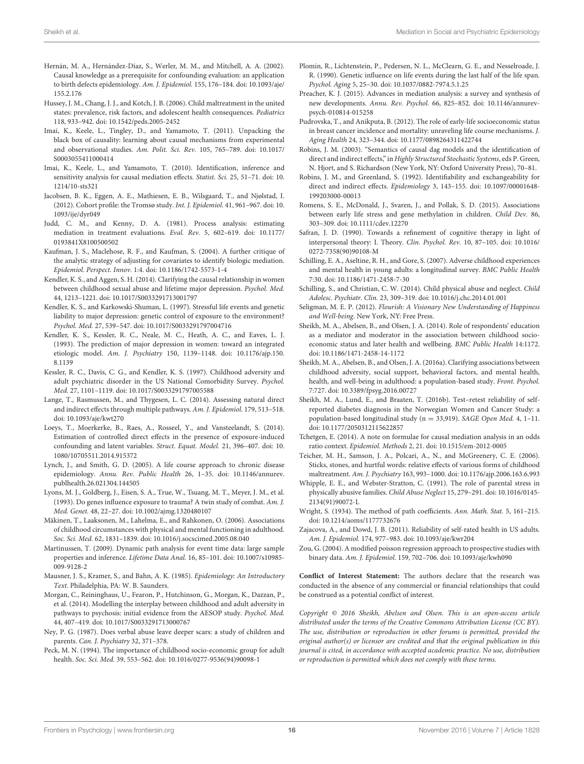Hernán, M. A., Hernández-Díaz, S., Werler, M. M., and Mitchell, A. A. (2002). Causal knowledge as a prerequisite for confounding evaluation: an application to birth defects epidemiology. *Am. J. Epidemiol.* 155, 176–184. doi: 10.1093/aje/155.2.176

Hussey, J. M., Chang, J. J., and Kotch, J. B. (2006). Child maltreatment in the united states: prevalence, risk factors, and adolescent health consequences. *Pediatrics* 118, 933–942. doi: 10.1542/peds.2005-2452

Imai, K., Keele, L., Tingley, D., and Yamamoto, T. (2011). Unpacking the black box of causality: learning about causal mechanisms from experimental and observational studies. *Am. Polit. Sci. Rev.* 105, 765–789. doi: 10.1017/S0003055411000414

Imai, K., Keele, L., and Yamamoto, T. (2010). Identification, inference and sensitivity analysis for causal mediation effects. *Statist. Sci.* 25, 51–71. doi: 10.1214/10-sts321

Jacobsen, B. K., Eggen, A. E., Mathiesen, E. B., Wilsgaard, T., and Njølstad, I. (2012). Cohort profile: the Tromsø study. *Int. J. Epidemiol.* 41, 961–967. doi: 10.1093/ije/dyr049

Judd, C. M., and Kenny, D. A. (1981). Process analysis: estimating mediation in treatment evaluations. *Eval. Rev.* 5, 602–619. doi: 10.1177/0193841X8100500502

Kaufman, J. S., Maclehose, R. F., and Kaufman, S. (2004). A further critique of the analytic strategy of adjusting for covariates to identify biologic mediation. *Epidemiol. Perspect. Innov.* 1:4. doi: 10.1186/1742-5573-1-4

Kendler, K. S., and Aggen, S. H. (2014). Clarifying the causal relationship in women between childhood sexual abuse and lifetime major depression. *Psychol. Med.* 44, 1213–1221. doi: 10.1017/S0033291713001797

Kendler, K. S., and Karkowski-Shuman, L. (1997). Stressful life events and genetic liability to major depression: genetic control of exposure to the environment? *Psychol. Med.* 27, 539–547. doi: 10.1017/S0033291797004716

Kendler, K. S., Kessler, R. C., Neale, M. C., Heath, A. C., and Eaves, L. J. (1993). The prediction of major depression in women: toward an integrated etiologic model. *Am. J. Psychiatry* 150, 1139–1148. doi: 10.1176/ajp.150.8.1139

Kessler, R. C., Davis, C. G., and Kendler, K. S. (1997). Childhood adversity and adult psychiatric disorder in the US National Comorbidity Survey. *Psychol. Med.* 27, 1101–1119. doi: 10.1017/S0033291797005588

Lange, T., Rasmussen, M., and Thygesen, L. C. (2014). Assessing natural direct and indirect effects through multiple pathways. *Am. J. Epidemiol.* 179, 513–518. doi: 10.1093/aje/kwt270

Loeys, T., Moerkerke, B., Raes, A., Rosseel, Y., and Vansteelandt, S. (2014). Estimation of controlled direct effects in the presence of exposure-induced confounding and latent variables. *Struct. Equat. Model.* 21, 396–407. doi: 10.1080/10705511.2014.915372

Lynch, J., and Smith, G. D. (2005). A life course approach to chronic disease epidemiology. *Annu. Rev. Public Health* 26, 1–35. doi: 10.1146/annurev.publhealth.26.021304.144505

Lyons, M. J., Goldberg, J., Eisen, S. A., True, W., Tsuang, M. T., Meyer, J. M., et al. (1993). Do genes influence exposure to trauma? A twin study of combat. *Am. J. Med. Genet.* 48, 22–27. doi: 10.1002/ajmg.1320480107

Mäkinen, T., Laaksonen, M., Lahelma, E., and Rahkonen, O. (2006). Associations of childhood circumstances with physical and mental functioning in adulthood. *Soc. Sci. Med.* 62, 1831–1839. doi: 10.1016/j.socscimed.2005.08.040

Martinussen, T. (2009). Dynamic path analysis for event time data: large sample properties and inference. *Lifetime Data Anal.* 16, 85–101. doi: 10.1007/s10985-009-9128-2

Mausner, J. S., Kramer, S., and Bahn, A. K. (1985). *Epidemiology: An Introductory Text*. Philadelphia, PA: W. B. Saunders.

Morgan, C., Reininghaus, U., Fearon, P., Hutchinson, G., Morgan, K., Dazzan, P., et al. (2014). Modelling the interplay between childhood and adult adversity in pathways to psychosis: initial evidence from the AESOP study. *Psychol. Med.* 44, 407–419. doi: 10.1017/S0033291713000767

Ney, P. G. (1987). Does verbal abuse leave deeper scars: a study of children and parents. *Can. J. Psychiatry* 32, 371–378.

Peck, M. N. (1994). The importance of childhood socio-economic group for adult health. *Soc. Sci. Med.* 39, 553–562. doi: 10.1016/0277-9536(94)90098-1

Plomin, R., Lichtenstein, P., Pedersen, N. L., McClearn, G. E., and Nesselroade, J. R. (1990). Genetic influence on life events during the last half of the life span. *Psychol. Aging* 5, 25–30. doi: 10.1037/0882-7974.5.1.25

Preacher, K. J. (2015). Advances in mediation analysis: a survey and synthesis of new developments. *Annu. Rev. Psychol.* 66, 825–852. doi: 10.1146/annurev-psych-010814-015258

Pudrovska, T., and Anikputa, B. (2012). The role of early-life socioeconomic status in breast cancer incidence and mortality: unraveling life course mechanisms. *J. Aging Health* 24, 323–344. doi: 10.1177/0898264311422744

Robins, J. M. (2003). "Semantics of causal dag models and the identification of direct and indirect effects," in *Highly Structured Stochastic Systems*, eds P. Green, N. Hjort, and S. Richardson (New York, NY: Oxford University Press), 70–81.

Robins, J. M., and Greenland, S. (1992). Identifiability and exchangeability for direct and indirect effects. *Epidemiology* 3, 143–155. doi: 10.1097/00001648-199203000-00013

Romens, S. E., McDonald, J., Svaren, J., and Pollak, S. D. (2015). Associations between early life stress and gene methylation in children. *Child Dev.* 86, 303–309. doi: 10.1111/cdev.12270

Safran, J. D. (1990). Towards a refinement of cognitive therapy in light of interpersonal theory: I. Theory. *Clin. Psychol. Rev.* 10, 87–105. doi: 10.1016/0272-7358(90)90108-M

Schilling, E. A., Aseltine, R. H., and Gore, S. (2007). Adverse childhood experiences and mental health in young adults: a longitudinal survey. *BMC Public Health* 7:30. doi: 10.1186/1471-2458-7-30

Schilling, S., and Christian, C. W. (2014). Child physical abuse and neglect. *Child Adolesc. Psychiatr. Clin.* 23, 309–319. doi: 10.1016/j.chc.2014.01.001

Seligman, M. E. P. (2012). *Flourish: A Visionary New Understanding of Happiness and Well-being*. New York, NY: Free Press.

Sheikh, M. A., Abelsen, B., and Olsen, J. A. (2014). Role of respondents' education as a mediator and moderator in the association between childhood socio-economic status and later health and wellbeing. *BMC Public Health* 14:1172. doi: 10.1186/1471-2458-14-1172

Sheikh, M. A., Abelsen, B., and Olsen, J. A. (2016a). Clarifying associations between childhood adversity, social support, behavioral factors, and mental health, health, and well-being in adulthood: a population-based study. *Front. Psychol.* 7:727. doi: 10.3389/fpsyg.2016.00727

Sheikh, M. A., Lund, E., and Braaten, T. (2016b). Test–retest reliability of self-reported diabetes diagnosis in the Norwegian Women and Cancer Study: a population-based longitudinal study (n = 33,919). *SAGE Open Med.* 4, 1–11. doi: 10.1177/2050312115622857

Tchetgen, E. (2014). A note on formulae for causal mediation analysis in an odds ratio context. *Epidemiol. Methods* 2, 21. doi: 10.1515/em-2012-0005

Teicher, M. H., Samson, J. A., Polcari, A., N., and McGreenery, C. E. (2006). Sticks, stones, and hurtful words: relative effects of various forms of childhood maltreatment. *Am. J. Psychiatry* 163, 993–1000. doi: 10.1176/ajp.2006.163.6.993

Whipple, E. E., and Webster-Stratton, C. (1991). The role of parental stress in physically abusive families. *Child Abuse Neglect* 15, 279–291. doi: 10.1016/0145-2134(91)90072-L

Wright, S. (1934). The method of path coefficients. *Ann. Math. Stat.* 5, 161–215. doi: 10.1214/aoms/1177732676

Zajacova, A., and Dowd, J. B. (2011). Reliability of self-rated health in US adults. *Am. J. Epidemiol.* 174, 977–983. doi: 10.1093/aje/kwr204

Zou, G. (2004). A modified poisson regression approach to prospective studies with binary data. *Am. J. Epidemiol.* 159, 702–706. doi: 10.1093/aje/kwh090

**Conflict of Interest Statement:** The authors declare that the research was conducted in the absence of any commercial or financial relationships that could be construed as a potential conflict of interest.

*Copyright © 2016 Sheikh, Abelsen and Olsen. This is an open-access article distributed under the terms of the Creative Commons Attribution License (CC BY). The use, distribution or reproduction in other forums is permitted, provided the original author(s) or licensor are credited and that the original publication in this journal is cited, in accordance with accepted academic practice. No use, distribution or reproduction is permitted which does not comply with these terms.*